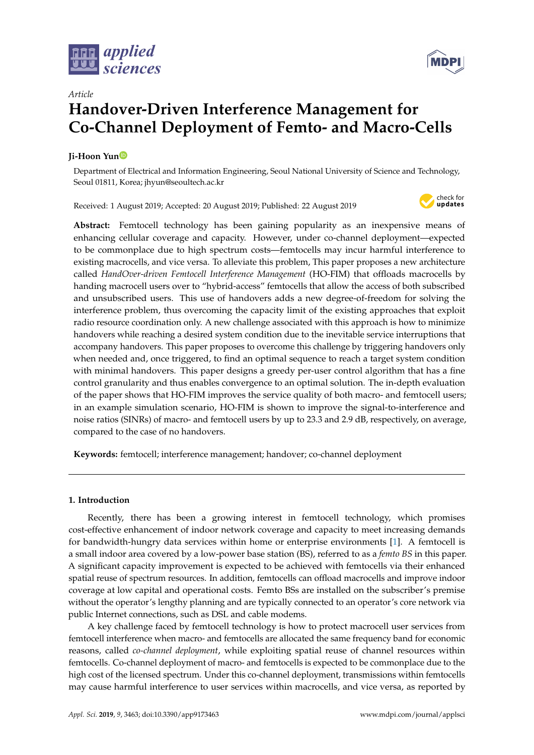*Article*

# Handover-Driven Interference Management for Co-Channel Deployment of Femto- and Macro-Cells

**Ji-Hoon Yun**

Department of Electrical and Information Engineering, Seoul National University of Science and Technology, Seoul 01811, Korea; jhyun@seoultech.ac.kr

Received: 1 August 2019; Accepted: 20 August 2019; Published: 22 August 2019

**Abstract:** Femtocell technology has been gaining popularity as an inexpensive means of enhancing cellular coverage and capacity. However, under co-channel deployment—expected to be commonplace due to high spectrum costs—femtocells may incur harmful interference to existing macrocells, and vice versa. To alleviate this problem, This paper proposes a new architecture called *HandOver-driven Femtocell Interference Management* (HO-FIM) that offloads macrocells by handing macrocell users over to "hybrid-access" femtocells that allow the access of both subscribed and unsubscribed users. This use of handovers adds a new degree-of-freedom for solving the interference problem, thus overcoming the capacity limit of the existing approaches that exploit radio resource coordination only. A new challenge associated with this approach is how to minimize handovers while reaching a desired system condition due to the inevitable service interruptions that accompany handovers. This paper proposes to overcome this challenge by triggering handovers only when needed and, once triggered, to find an optimal sequence to reach a target system condition with minimal handovers. This paper designs a greedy per-user control algorithm that has a fine control granularity and thus enables convergence to an optimal solution. The in-depth evaluation of the paper shows that HO-FIM improves the service quality of both macro- and femtocell users; in an example simulation scenario, HO-FIM is shown to improve the signal-to-interference and noise ratios (SINRs) of macro- and femtocell users by up to 23.3 and 2.9 dB, respectively, on average, compared to the case of no handovers.

**Keywords:** femtocell; interference management; handover; co-channel deployment

## 1. Introduction

Recently, there has been a growing interest in femtocell technology, which promises cost-effective enhancement of indoor network coverage and capacity to meet increasing demands for bandwidth-hungry data services within home or enterprise environments [1]. A femtocell is a small indoor area covered by a low-power base station (BS), referred to as a *femto BS* in this paper. A significant capacity improvement is expected to be achieved with femtocells via their enhanced spatial reuse of spectrum resources. In addition, femtocells can offload macrocells and improve indoor coverage at low capital and operational costs. Femto BSs are installed on the subscriber's premise without the operator's lengthy planning and are typically connected to an operator's core network via public Internet connections, such as DSL and cable modems.

A key challenge faced by femtocell technology is how to protect macrocell user services from femtocell interference when macro- and femtocells are allocated the same frequency band for economic reasons, called *co-channel deployment*, while exploiting spatial reuse of channel resources within femtocells. Co-channel deployment of macro- and femtocells is expected to be commonplace due to the high cost of the licensed spectrum. Under this co-channel deployment, transmissions within femtocells may cause harmful interference to user services within macrocells, and vice versa, as reported by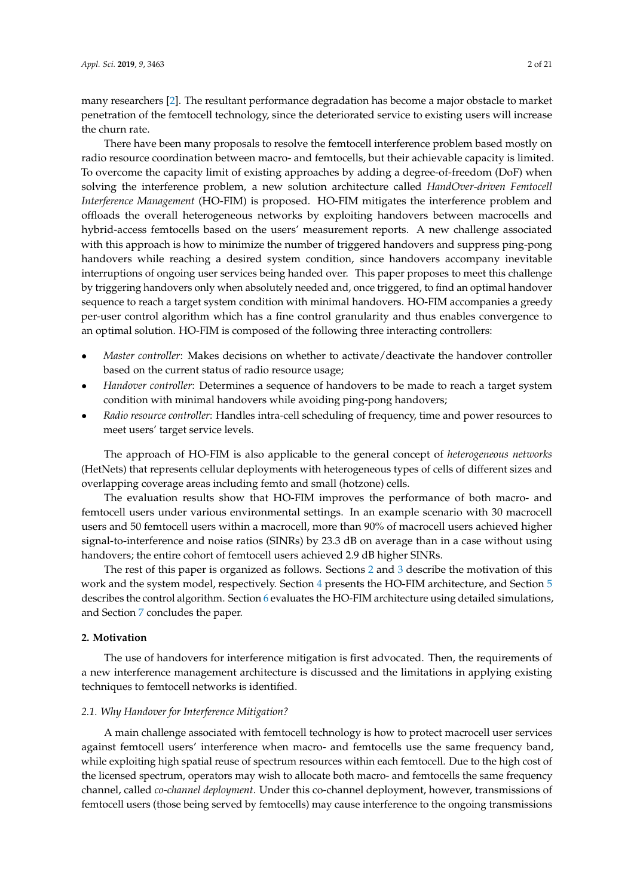many researchers [2]. The resultant performance degradation has become a major obstacle to market penetration of the femtocell technology, since the deteriorated service to existing users will increase the churn rate.

There have been many proposals to resolve the femtocell interference problem based mostly on radio resource coordination between macro- and femtocells, but their achievable capacity is limited. To overcome the capacity limit of existing approaches by adding a degree-of-freedom (DoF) when solving the interference problem, a new solution architecture called *HandOver-driven Femtocell Interference Management* (HO-FIM) is proposed. HO-FIM mitigates the interference problem and offloads the overall heterogeneous networks by exploiting handovers between macrocells and hybrid-access femtocells based on the users' measurement reports. A new challenge associated with this approach is how to minimize the number of triggered handovers and suppress ping-pong handovers while reaching a desired system condition, since handovers accompany inevitable interruptions of ongoing user services being handed over. This paper proposes to meet this challenge by triggering handovers only when absolutely needed and, once triggered, to find an optimal handover sequence to reach a target system condition with minimal handovers. HO-FIM accompanies a greedy per-user control algorithm which has a fine control granularity and thus enables convergence to an optimal solution. HO-FIM is composed of the following three interacting controllers:

- *Master controller*: Makes decisions on whether to activate/deactivate the handover controller based on the current status of radio resource usage;
- *Handover controller*: Determines a sequence of handovers to be made to reach a target system condition with minimal handovers while avoiding ping-pong handovers;
- *Radio resource controller*: Handles intra-cell scheduling of frequency, time and power resources to meet users' target service levels.

The approach of HO-FIM is also applicable to the general concept of *heterogeneous networks* (HetNets) that represents cellular deployments with heterogeneous types of cells of different sizes and overlapping coverage areas including femto and small (hotzone) cells.

The evaluation results show that HO-FIM improves the performance of both macro- and femtocell users under various environmental settings. In an example scenario with 30 macrocell users and 50 femtocell users within a macrocell, more than 90% of macrocell users achieved higher signal-to-interference and noise ratios (SINRs) by 23.3 dB on average than in a case without using handovers; the entire cohort of femtocell users achieved 2.9 dB higher SINRs.

The rest of this paper is organized as follows. Sections 2 and 3 describe the motivation of this work and the system model, respectively. Section 4 presents the HO-FIM architecture, and Section 5 describes the control algorithm. Section 6 evaluates the HO-FIM architecture using detailed simulations, and Section 7 concludes the paper.

## 2. Motivation

The use of handovers for interference mitigation is first advocated. Then, the requirements of a new interference management architecture is discussed and the limitations in applying existing techniques to femtocell networks is identified.

### 2.1. Why Handover for Interference Mitigation?

A main challenge associated with femtocell technology is how to protect macrocell user services against femtocell users' interference when macro- and femtocells use the same frequency band, while exploiting high spatial reuse of spectrum resources within each femtocell. Due to the high cost of the licensed spectrum, operators may wish to allocate both macro- and femtocells the same frequency channel, called *co-channel deployment*. Under this co-channel deployment, however, transmissions of femtocell users (those being served by femtocells) may cause interference to the ongoing transmissions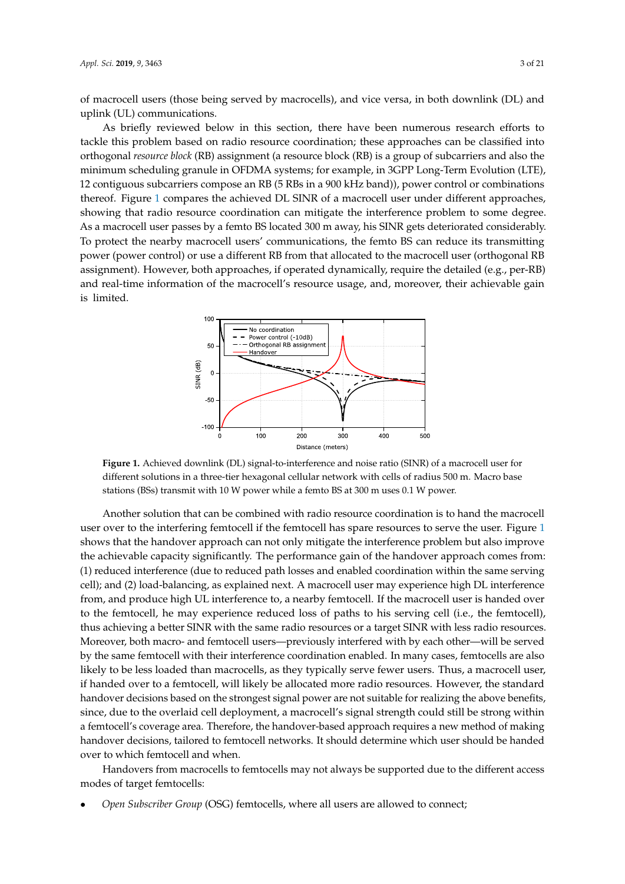of macrocell users (those being served by macrocells), and vice versa, in both downlink (DL) and uplink (UL) communications.

As briefly reviewed below in this section, there have been numerous research efforts to tackle this problem based on radio resource coordination; these approaches can be classified into orthogonal *resource block* (RB) assignment (a resource block (RB) is a group of subcarriers and also the minimum scheduling granule in OFDMA systems; for example, in 3GPP Long-Term Evolution (LTE), 12 contiguous subcarriers compose an RB (5 RBs in a 900 kHz band)), power control or combinations thereof. Figure 1 compares the achieved DL SINR of a macrocell user under different approaches, showing that radio resource coordination can mitigate the interference problem to some degree. As a macrocell user passes by a femto BS located 300 m away, his SINR gets deteriorated considerably. To protect the nearby macrocell users' communications, the femto BS can reduce its transmitting power (power control) or use a different RB from that allocated to the macrocell user (orthogonal RB assignment). However, both approaches, if operated dynamically, require the detailed (e.g., per-RB) and real-time information of the macrocell's resource usage, and, moreover, their achievable gain is limited.

**Figure 1.** Achieved downlink (DL) signal-to-interference and noise ratio (SINR) of a macrocell user for different solutions in a three-tier hexagonal cellular network with cells of radius 500 m. Macro base stations (BSs) transmit with 10 W power while a femto BS at 300 m uses 0.1 W power.

Another solution that can be combined with radio resource coordination is to hand the macrocell user over to the interfering femtocell if the femtocell has spare resources to serve the user. Figure 1 shows that the handover approach can not only mitigate the interference problem but also improve the achievable capacity significantly. The performance gain of the handover approach comes from: (1) reduced interference (due to reduced path losses and enabled coordination within the same serving cell); and (2) load-balancing, as explained next. A macrocell user may experience high DL interference from, and produce high UL interference to, a nearby femtocell. If the macrocell user is handed over to the femtocell, he may experience reduced loss of paths to his serving cell (i.e., the femtocell), thus achieving a better SINR with the same radio resources or a target SINR with less radio resources. Moreover, both macro- and femtocell users—previously interfered with by each other—will be served by the same femtocell with their interference coordination enabled. In many cases, femtocells are also likely to be less loaded than macrocells, as they typically serve fewer users. Thus, a macrocell user, if handed over to a femtocell, will likely be allocated more radio resources. However, the standard handover decisions based on the strongest signal power are not suitable for realizing the above benefits, since, due to the overlaid cell deployment, a macrocell's signal strength could still be strong within a femtocell's coverage area. Therefore, the handover-based approach requires a new method of making handover decisions, tailored to femtocell networks. It should determine which user should be handed over to which femtocell and when.

Handovers from macrocells to femtocells may not always be supported due to the different access modes of target femtocells:

- *Open Subscriber Group* (OSG) femtocells, where all users are allowed to connect;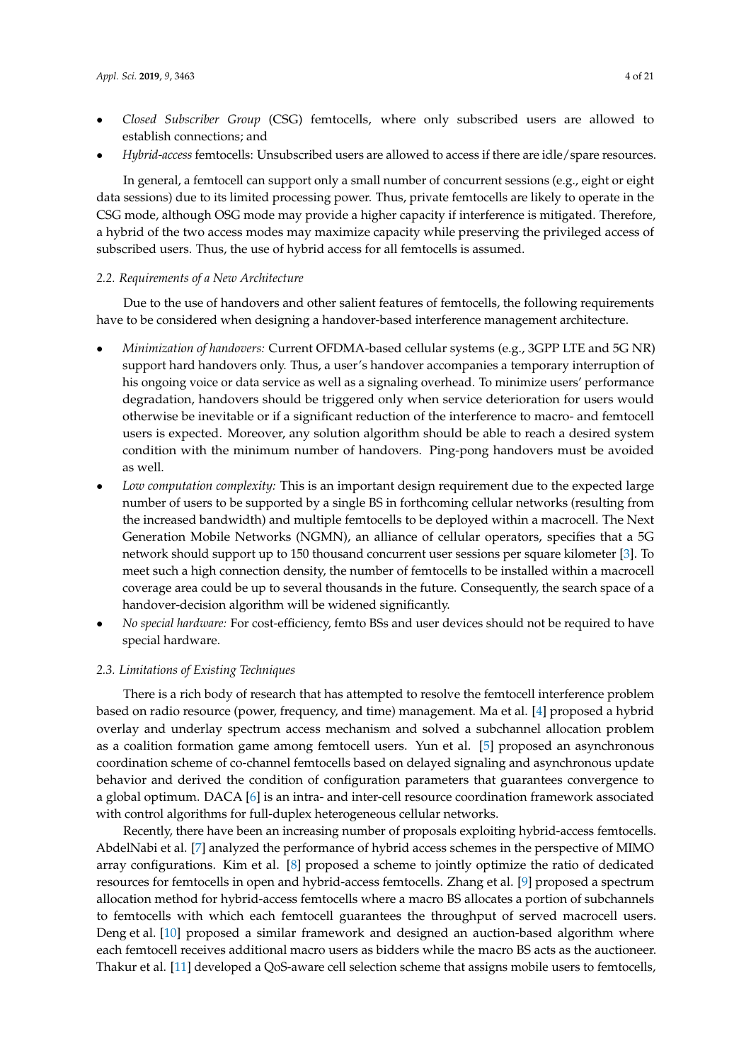- *Closed Subscriber Group* (CSG) femtocells, where only subscribed users are allowed to establish connections; and
- *Hybrid-access* femtocells: Unsubscribed users are allowed to access if there are idle/spare resources.

In general, a femtocell can support only a small number of concurrent sessions (e.g., eight or eight data sessions) due to its limited processing power. Thus, private femtocells are likely to operate in the CSG mode, although OSG mode may provide a higher capacity if interference is mitigated. Therefore, a hybrid of the two access modes may maximize capacity while preserving the privileged access of subscribed users. Thus, the use of hybrid access for all femtocells is assumed.

### 2.2. Requirements of a New Architecture

Due to the use of handovers and other salient features of femtocells, the following requirements have to be considered when designing a handover-based interference management architecture.

- *Minimization of handovers:* Current OFDMA-based cellular systems (e.g., 3GPP LTE and 5G NR) support hard handovers only. Thus, a user's handover accompanies a temporary interruption of his ongoing voice or data service as well as a signaling overhead. To minimize users' performance degradation, handovers should be triggered only when service deterioration for users would otherwise be inevitable or if a significant reduction of the interference to macro- and femtocell users is expected. Moreover, any solution algorithm should be able to reach a desired system condition with the minimum number of handovers. Ping-pong handovers must be avoided as well.
- *Low computation complexity:* This is an important design requirement due to the expected large number of users to be supported by a single BS in forthcoming cellular networks (resulting from the increased bandwidth) and multiple femtocells to be deployed within a macrocell. The Next Generation Mobile Networks (NGMN), an alliance of cellular operators, specifies that a 5G network should support up to 150 thousand concurrent user sessions per square kilometer [3]. To meet such a high connection density, the number of femtocells to be installed within a macrocell coverage area could be up to several thousands in the future. Consequently, the search space of a handover-decision algorithm will be widened significantly.
- *No special hardware:* For cost-efficiency, femto BSs and user devices should not be required to have special hardware.

### 2.3. Limitations of Existing Techniques

There is a rich body of research that has attempted to resolve the femtocell interference problem based on radio resource (power, frequency, and time) management. Ma et al. [4] proposed a hybrid overlay and underlay spectrum access mechanism and solved a subchannel allocation problem as a coalition formation game among femtocell users. Yun et al. [5] proposed an asynchronous coordination scheme of co-channel femtocells based on delayed signaling and asynchronous update behavior and derived the condition of configuration parameters that guarantees convergence to a global optimum. DACA [6] is an intra- and inter-cell resource coordination framework associated with control algorithms for full-duplex heterogeneous cellular networks.

Recently, there have been an increasing number of proposals exploiting hybrid-access femtocells. AbdelNabi et al. [7] analyzed the performance of hybrid access schemes in the perspective of MIMO array configurations. Kim et al. [8] proposed a scheme to jointly optimize the ratio of dedicated resources for femtocells in open and hybrid-access femtocells. Zhang et al. [9] proposed a spectrum allocation method for hybrid-access femtocells where a macro BS allocates a portion of subchannels to femtocells with which each femtocell guarantees the throughput of served macrocell users. Deng et al. [10] proposed a similar framework and designed an auction-based algorithm where each femtocell receives additional macro users as bidders while the macro BS acts as the auctioneer. Thakur et al. [11] developed a QoS-aware cell selection scheme that assigns mobile users to femtocells,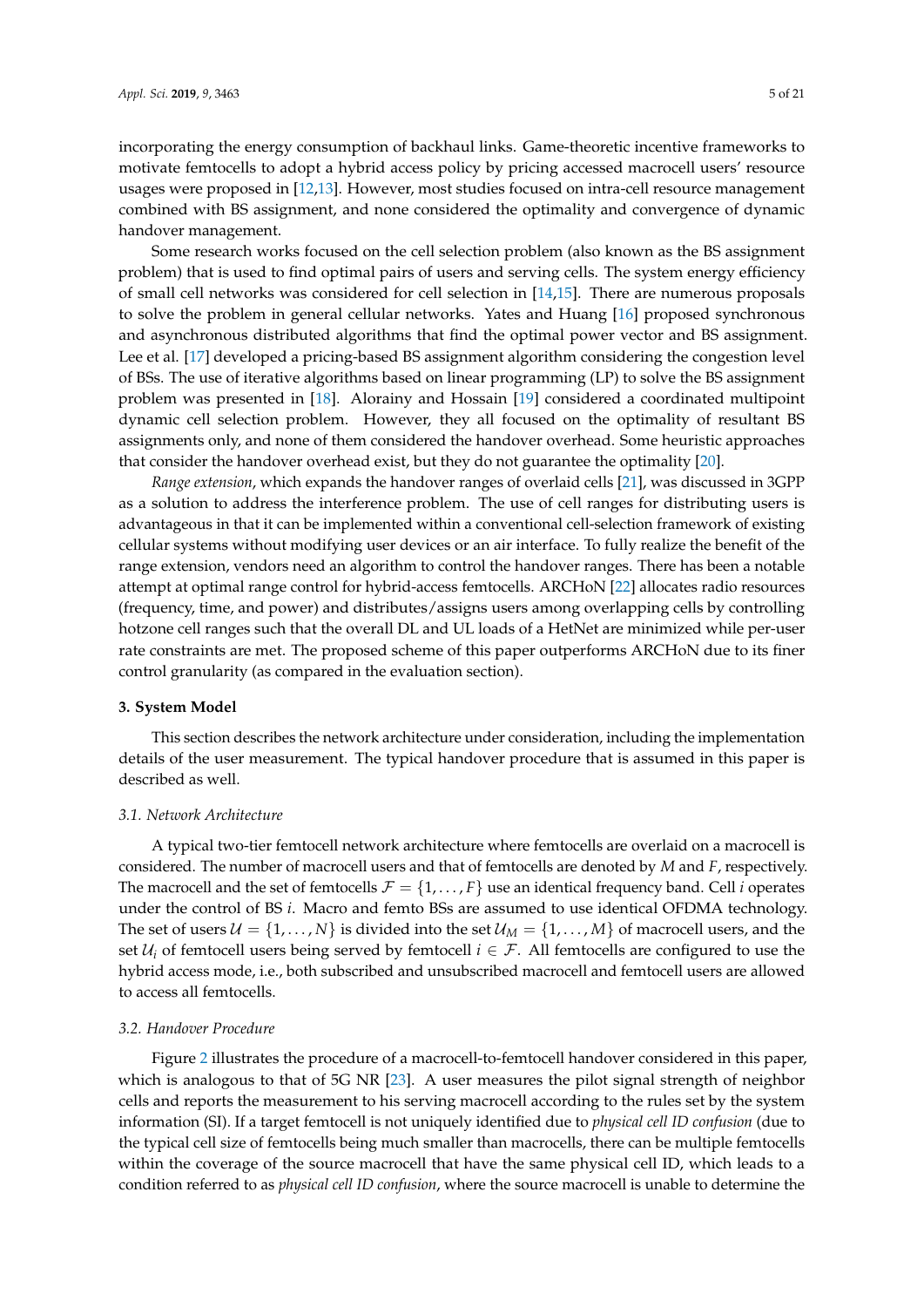incorporating the energy consumption of backhaul links. Game-theoretic incentive frameworks to motivate femtocells to adopt a hybrid access policy by pricing accessed macrocell users' resource usages were proposed in [12,13]. However, most studies focused on intra-cell resource management combined with BS assignment, and none considered the optimality and convergence of dynamic handover management.

Some research works focused on the cell selection problem (also known as the BS assignment problem) that is used to find optimal pairs of users and serving cells. The system energy efficiency of small cell networks was considered for cell selection in [14,15]. There are numerous proposals to solve the problem in general cellular networks. Yates and Huang [16] proposed synchronous and asynchronous distributed algorithms that find the optimal power vector and BS assignment. Lee et al. [17] developed a pricing-based BS assignment algorithm considering the congestion level of BSs. The use of iterative algorithms based on linear programming (LP) to solve the BS assignment problem was presented in [18]. Alorainy and Hossain [19] considered a coordinated multipoint dynamic cell selection problem. However, they all focused on the optimality of resultant BS assignments only, and none of them considered the handover overhead. Some heuristic approaches that consider the handover overhead exist, but they do not guarantee the optimality [20].

*Range extension*, which expands the handover ranges of overlaid cells [21], was discussed in 3GPP as a solution to address the interference problem. The use of cell ranges for distributing users is advantageous in that it can be implemented within a conventional cell-selection framework of existing cellular systems without modifying user devices or an air interface. To fully realize the benefit of the range extension, vendors need an algorithm to control the handover ranges. There has been a notable attempt at optimal range control for hybrid-access femtocells. ARCHoN [22] allocates radio resources (frequency, time, and power) and distributes/assigns users among overlapping cells by controlling hotzone cell ranges such that the overall DL and UL loads of a HetNet are minimized while per-user rate constraints are met. The proposed scheme of this paper outperforms ARCHoN due to its finer control granularity (as compared in the evaluation section).

## 3. System Model

This section describes the network architecture under consideration, including the implementation details of the user measurement. The typical handover procedure that is assumed in this paper is described as well.

### 3.1. Network Architecture

A typical two-tier femtocell network architecture where femtocells are overlaid on a macrocell is considered. The number of macrocell users and that of femtocells are denoted by $M$ and $F$, respectively. The macrocell and the set of femtocells $\mathcal{F} = \{1, \ldots, F\}$ use an identical frequency band. Cell $i$ operates under the control of BS $i$. Macro and femto BSs are assumed to use identical OFDMA technology. The set of users $\mathcal{U} = \{1, \ldots, N\}$ is divided into the set $\mathcal{U}_M = \{1, \ldots, M\}$ of macrocell users, and the set $\mathcal{U}_i$ of femtocell users being served by femtocell $i \in \mathcal{F}$. All femtocells are configured to use the hybrid access mode, i.e., both subscribed and unsubscribed macrocell and femtocell users are allowed to access all femtocells.

### 3.2. Handover Procedure

Figure 2 illustrates the procedure of a macrocell-to-femtocell handover considered in this paper, which is analogous to that of 5G NR [23]. A user measures the pilot signal strength of neighbor cells and reports the measurement to his serving macrocell according to the rules set by the system information (SI). If a target femtocell is not uniquely identified due to *physical cell ID confusion* (due to the typical cell size of femtocells being much smaller than macrocells, there can be multiple femtocells within the coverage of the source macrocell that have the same physical cell ID, which leads to a condition referred to as *physical cell ID confusion*, where the source macrocell is unable to determine the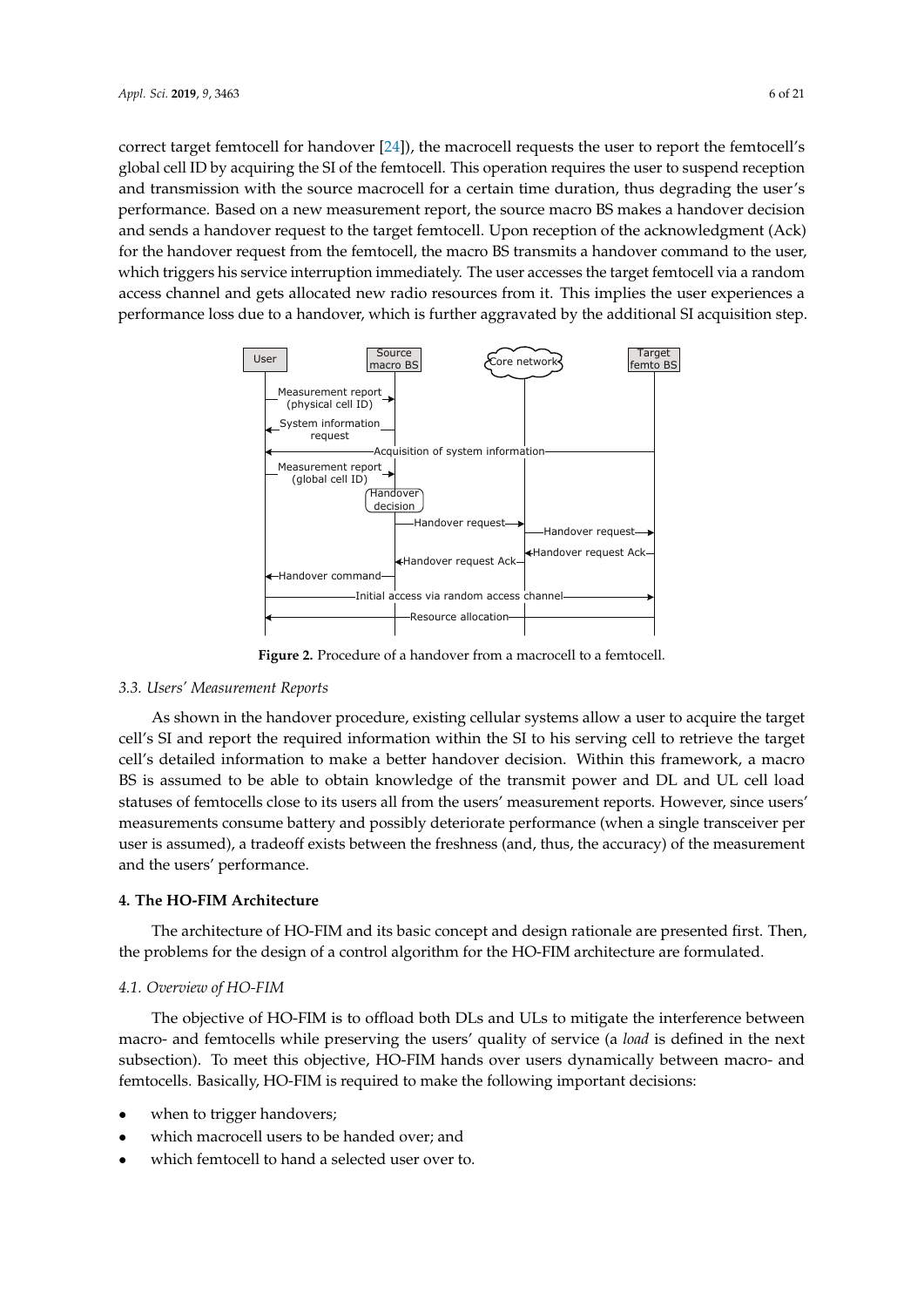correct target femtocell for handover [24]), the macrocell requests the user to report the femtocell's global cell ID by acquiring the SI of the femtocell. This operation requires the user to suspend reception and transmission with the source macrocell for a certain time duration, thus degrading the user's performance. Based on a new measurement report, the source macro BS makes a handover decision and sends a handover request to the target femtocell. Upon reception of the acknowledgment (Ack) for the handover request from the femtocell, the macro BS transmits a handover command to the user, which triggers his service interruption immediately. The user accesses the target femtocell via a random access channel and gets allocated new radio resources from it. This implies the user experiences a performance loss due to a handover, which is further aggravated by the additional SI acquisition step.

**Figure 2.** Procedure of a handover from a macrocell to a femtocell.

### 3.3. Users' Measurement Reports

As shown in the handover procedure, existing cellular systems allow a user to acquire the target cell's SI and report the required information within the SI to his serving cell to retrieve the target cell's detailed information to make a better handover decision. Within this framework, a macro BS is assumed to be able to obtain knowledge of the transmit power and DL and UL cell load statuses of femtocells close to its users all from the users' measurement reports. However, since users' measurements consume battery and possibly deteriorate performance (when a single transceiver per user is assumed), a tradeoff exists between the freshness (and, thus, the accuracy) of the measurement and the users' performance.

## 4. The HO-FIM Architecture

The architecture of HO-FIM and its basic concept and design rationale are presented first. Then, the problems for the design of a control algorithm for the HO-FIM architecture are formulated.

### 4.1. Overview of HO-FIM

The objective of HO-FIM is to offload both DLs and ULs to mitigate the interference between macro- and femtocells while preserving the users' quality of service (a *load* is defined in the next subsection). To meet this objective, HO-FIM hands over users dynamically between macro- and femtocells. Basically, HO-FIM is required to make the following important decisions:

- when to trigger handovers;
- which macrocell users to be handed over; and
- which femtocell to hand a selected user over to.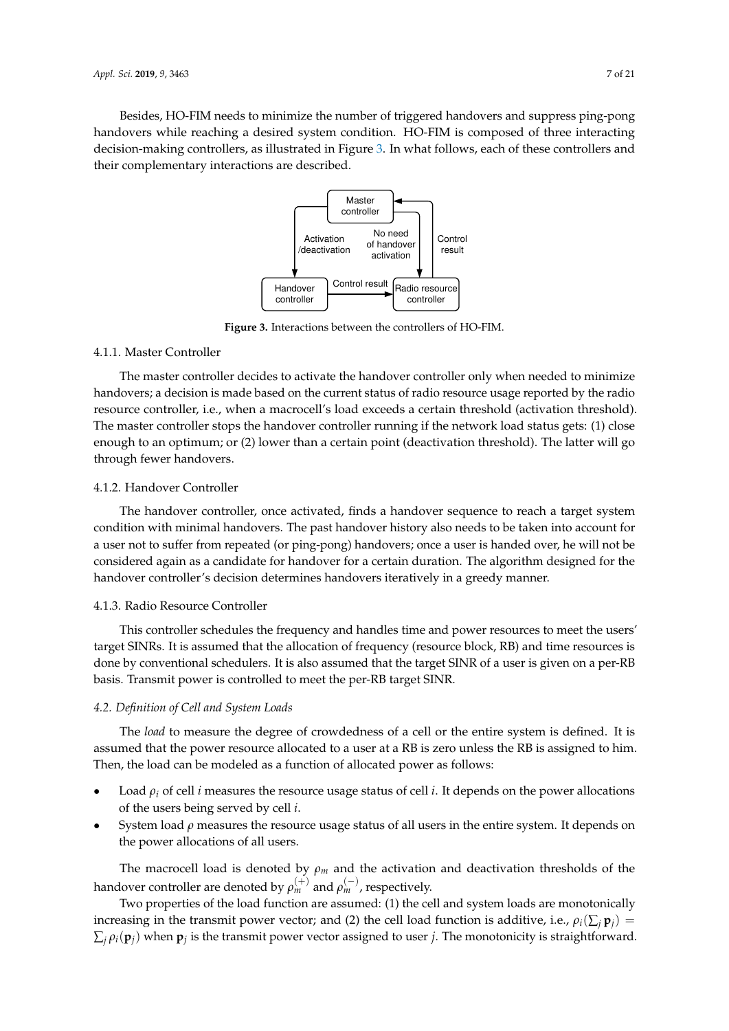Besides, HO-FIM needs to minimize the number of triggered handovers and suppress ping-pong handovers while reaching a desired system condition. HO-FIM is composed of three interacting decision-making controllers, as illustrated in Figure 3. In what follows, each of these controllers and their complementary interactions are described.

**Figure 3.** Interactions between the controllers of HO-FIM.

#### 4.1.1. Master Controller

The master controller decides to activate the handover controller only when needed to minimize handovers; a decision is made based on the current status of radio resource usage reported by the radio resource controller, i.e., when a macrocell's load exceeds a certain threshold (activation threshold). The master controller stops the handover controller running if the network load status gets: (1) close enough to an optimum; or (2) lower than a certain point (deactivation threshold). The latter will go through fewer handovers.

#### 4.1.2. Handover Controller

The handover controller, once activated, finds a handover sequence to reach a target system condition with minimal handovers. The past handover history also needs to be taken into account for a user not to suffer from repeated (or ping-pong) handovers; once a user is handed over, he will not be considered again as a candidate for handover for a certain duration. The algorithm designed for the handover controller's decision determines handovers iteratively in a greedy manner.

#### 4.1.3. Radio Resource Controller

This controller schedules the frequency and handles time and power resources to meet the users' target SINRs. It is assumed that the allocation of frequency (resource block, RB) and time resources is done by conventional schedulers. It is also assumed that the target SINR of a user is given on a per-RB basis. Transmit power is controlled to meet the per-RB target SINR.

### *4.2. Definition of Cell and System Loads*

The *load* to measure the degree of crowdedness of a cell or the entire system is defined. It is assumed that the power resource allocated to a user at a RB is zero unless the RB is assigned to him. Then, the load can be modeled as a function of allocated power as follows:

- Load $\rho_i$ of cell $i$ measures the resource usage status of cell $i$. It depends on the power allocations of the users being served by cell $i$.
- System load $\rho$ measures the resource usage status of all users in the entire system. It depends on the power allocations of all users.

The macrocell load is denoted by $\rho_m$ and the activation and deactivation thresholds of the handover controller are denoted by $\rho_m^{(+)}$ and $\rho_m^{(-)}$, respectively.

Two properties of the load function are assumed: (1) the cell and system loads are monotonically increasing in the transmit power vector; and (2) the cell load function is additive, i.e., $\rho_i(\sum_j \mathbf{p}_j) = \sum_j \rho_i(\mathbf{p}_j)$ when $\mathbf{p}_j$ is the transmit power vector assigned to user $j$. The monotonicity is straightforward.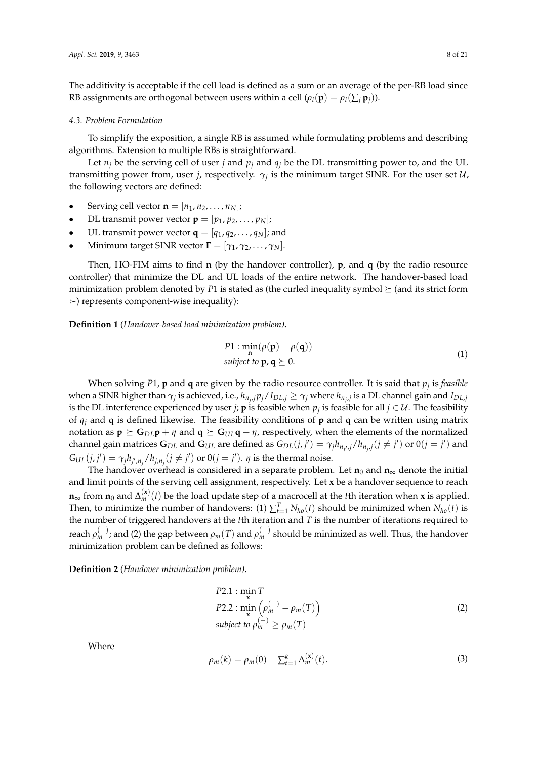The additivity is acceptable if the cell load is defined as a sum or an average of the per-RB load since RB assignments are orthogonal between users within a cell ($\rho_i(\mathbf{p}) = \rho_i(\sum_j \mathbf{p}_j)$).

### 4.3. Problem Formulation

To simplify the exposition, a single RB is assumed while formulating problems and describing algorithms. Extension to multiple RBs is straightforward.

Let $n_j$ be the serving cell of user $j$ and $p_j$ and $q_j$ be the DL transmitting power to, and the UL transmitting power from, user $j$, respectively. $\gamma_j$ is the minimum target SINR. For the user set $\mathcal{U}$, the following vectors are defined:

- Serving cell vector $\mathbf{n} = [n_1, n_2, \ldots, n_N]$;
- DL transmit power vector $\mathbf{p} = [p_1, p_2, \ldots, p_N]$;
- UL transmit power vector $\mathbf{q} = [q_1, q_2, \ldots, q_N]$; and
- Minimum target SINR vector $\mathbf{\Gamma} = [\gamma_1, \gamma_2, \ldots, \gamma_N]$.

Then, HO-FIM aims to find $\mathbf{n}$ (by the handover controller), $\mathbf{p}$, and $\mathbf{q}$ (by the radio resource controller) that minimize the DL and UL loads of the entire network. The handover-based load minimization problem denoted by $P1$ is stated as (the curled inequality symbol $\succeq$ (and its strict form $\succ$) represents component-wise inequality):

**Definition 1** (*Handover-based load minimization problem*)**.**

$$
\begin{aligned}
&P1 : \min_{\mathbf{n}} (\rho(\mathbf{p}) + \rho(\mathbf{q})) \\
&\textit{subject to } \mathbf{p}, \mathbf{q} \succeq 0.
\end{aligned}
\tag{1}
$$

When solving $P1$, $\mathbf{p}$ and $\mathbf{q}$ are given by the radio resource controller. It is said that $p_j$ is *feasible* when a SINR higher than $\gamma_j$ is achieved, i.e., $h_{n_j,j} p_j / I_{DL,j} \geq \gamma_j$ where $h_{n_j,j}$ is a DL channel gain and $I_{DL,j}$ is the DL interference experienced by user $j$; $\mathbf{p}$ is feasible when $p_j$ is feasible for all $j \in \mathcal{U}$. The feasibility of $q_j$ and $\mathbf{q}$ is defined likewise. The feasibility conditions of $\mathbf{p}$ and $\mathbf{q}$ can be written using matrix notation as $\mathbf{p} \succeq \mathbf{G}_{DL}\mathbf{p} + \eta$ and $\mathbf{q} \succeq \mathbf{G}_{UL}\mathbf{q} + \eta$, respectively, when the elements of the normalized channel gain matrices $\mathbf{G}_{DL}$ and $\mathbf{G}_{UL}$ are defined as $G_{DL}(j, j') = \gamma_j h_{n_{j'},j} / h_{n_j,j} (j \neq j')$ or $0 (j = j')$ and $G_{UL}(j, j') = \gamma_j h_{j',n_j} / h_{j,n_j} (j \neq j')$ or $0 (j = j')$. $\eta$ is the thermal noise.

The handover overhead is considered in a separate problem. Let $\mathbf{n}_0$ and $\mathbf{n}_\infty$ denote the initial and limit points of the serving cell assignment, respectively. Let $\mathbf{x}$ be a handover sequence to reach $\mathbf{n}_\infty$ from $\mathbf{n}_0$ and $\Delta_m^{(\mathbf{x})}(t)$ be the load update step of a macrocell at the $t$th iteration when $\mathbf{x}$ is applied. Then, to minimize the number of handovers: (1) $\sum_{t=1}^{T} N_{ho}(t)$ should be minimized when $N_{ho}(t)$ is the number of triggered handovers at the $t$th iteration and $T$ is the number of iterations required to reach $\rho_m^{(-)}$; and (2) the gap between $\rho_m(T)$ and $\rho_m^{(-)}$ should be minimized as well. Thus, the handover minimization problem can be defined as follows:

**Definition 2** (*Handover minimization problem*)**.**

$$
\begin{aligned}
&P2.1 : \min_{\mathbf{x}} T \\
&P2.2 : \min_{\mathbf{x}} \left( \rho_m^{(-)} - \rho_m(T) \right) \\
&\textit{subject to } \rho_m^{(-)} \geq \rho_m(T)
\end{aligned}
\tag{2}
$$

Where

$$
\rho_m(k) = \rho_m(0) - \sum_{t=1}^{k} \Delta_m^{(\mathbf{x})}(t).
\tag{3}
$$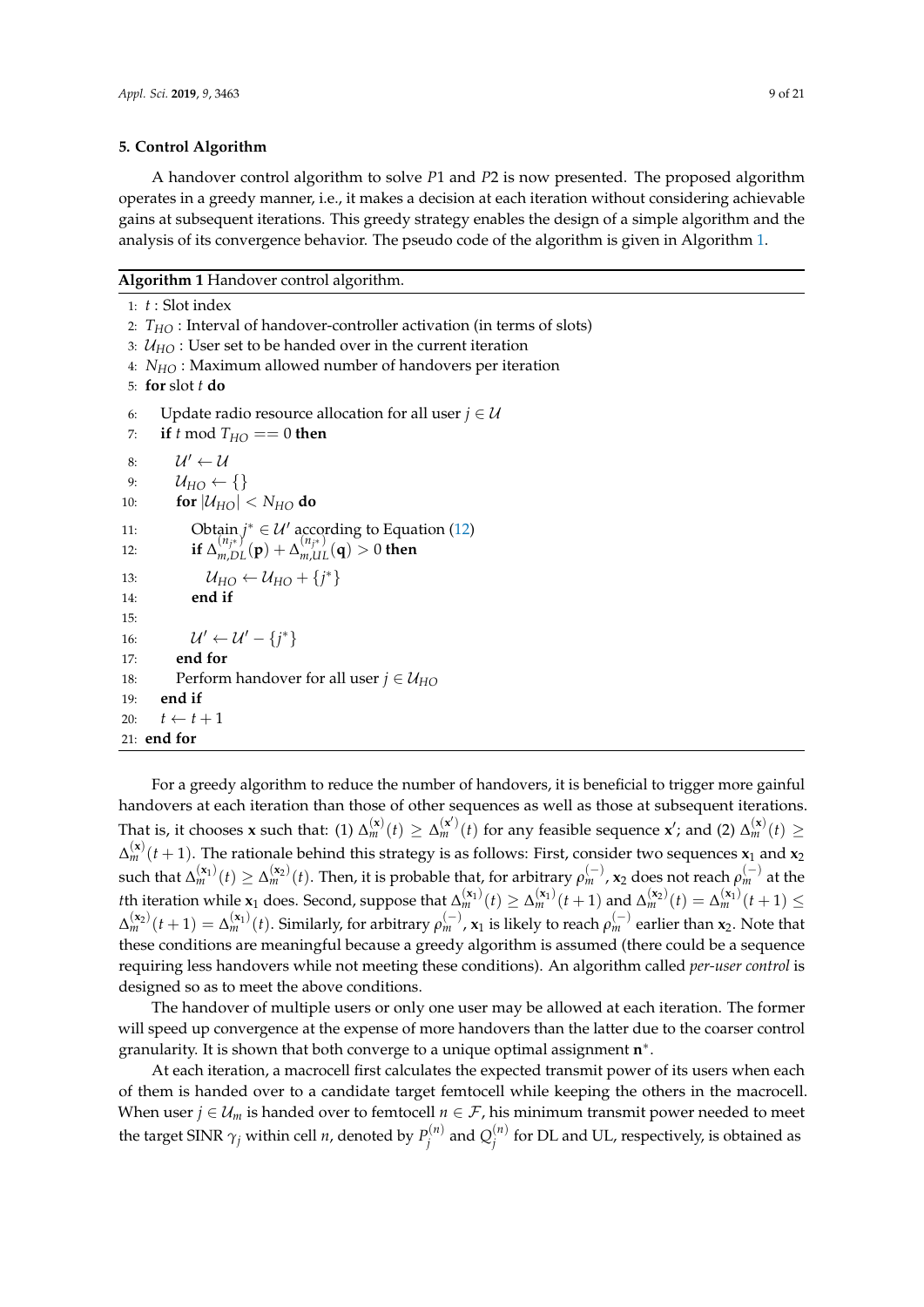## 5. Control Algorithm

A handover control algorithm to solve $P1$ and $P2$ is now presented. The proposed algorithm operates in a greedy manner, i.e., it makes a decision at each iteration without considering achievable gains at subsequent iterations. This greedy strategy enables the design of a simple algorithm and the analysis of its convergence behavior. The pseudo code of the algorithm is given in Algorithm 1.

**Algorithm 1** Handover control algorithm.

```
1:  t : Slot index
2:  T_HO : Interval of handover-controller activation (in terms of slots)
3:  U_HO : User set to be handed over in the current iteration
4:  N_HO : Maximum allowed number of handovers per iteration
5:  for slot t do
6:      Update radio resource allocation for all user j ∈ U
7:      if t mod T_HO == 0 then
8:          U' ← U
9:          U_HO ← {}
10:         for |U_HO| < N_HO do
11:             Obtain j* ∈ U' according to Equation (12)
12:             if Δ_{m,DL}^{(n_{j*})}(p) + Δ_{m,UL}^{(n_{j*})}(q) > 0 then
13:                 U_HO ← U_HO + {j*}
14:             end if
15:
16:             U' ← U' − {j*}
17:         end for
18:         Perform handover for all user j ∈ U_HO
19:     end if
20:     t ← t + 1
21: end for
```

For a greedy algorithm to reduce the number of handovers, it is beneficial to trigger more gainful handovers at each iteration than those of other sequences as well as those at subsequent iterations. That is, it chooses $\mathbf{x}$ such that: (1) $\Delta_m^{(\mathbf{x})}(t) \geq \Delta_m^{(\mathbf{x}')}(t)$ for any feasible sequence $\mathbf{x}'$; and (2) $\Delta_m^{(\mathbf{x})}(t) \geq \Delta_m^{(\mathbf{x})}(t+1)$. The rationale behind this strategy is as follows: First, consider two sequences $\mathbf{x}_1$ and $\mathbf{x}_2$ such that $\Delta_m^{(\mathbf{x}_1)}(t) \geq \Delta_m^{(\mathbf{x}_2)}(t)$. Then, it is probable that, for arbitrary $\rho_m^{(-)}$, $\mathbf{x}_2$ does not reach $\rho_m^{(-)}$ at the $t$th iteration while $\mathbf{x}_1$ does. Second, suppose that $\Delta_m^{(\mathbf{x}_1)}(t) \geq \Delta_m^{(\mathbf{x}_1)}(t+1)$ and $\Delta_m^{(\mathbf{x}_2)}(t) = \Delta_m^{(\mathbf{x}_1)}(t+1) \leq \Delta_m^{(\mathbf{x}_2)}(t+1) = \Delta_m^{(\mathbf{x}_1)}(t)$. Similarly, for arbitrary $\rho_m^{(-)}$, $\mathbf{x}_1$ is likely to reach $\rho_m^{(-)}$ earlier than $\mathbf{x}_2$. Note that these conditions are meaningful because a greedy algorithm is assumed (there could be a sequence requiring less handovers while not meeting these conditions). An algorithm called *per-user control* is designed so as to meet the above conditions.

The handover of multiple users or only one user may be allowed at each iteration. The former will speed up convergence at the expense of more handovers than the latter due to the coarser control granularity. It is shown that both converge to a unique optimal assignment $\mathbf{n}^*$.

At each iteration, a macrocell first calculates the expected transmit power of its users when each of them is handed over to a candidate target femtocell while keeping the others in the macrocell. When user $j \in \mathcal{U}_m$ is handed over to femtocell $n \in \mathcal{F}$, his minimum transmit power needed to meet the target SINR $\gamma_j$ within cell $n$, denoted by $P_j^{(n)}$ and $Q_j^{(n)}$ for DL and UL, respectively, is obtained as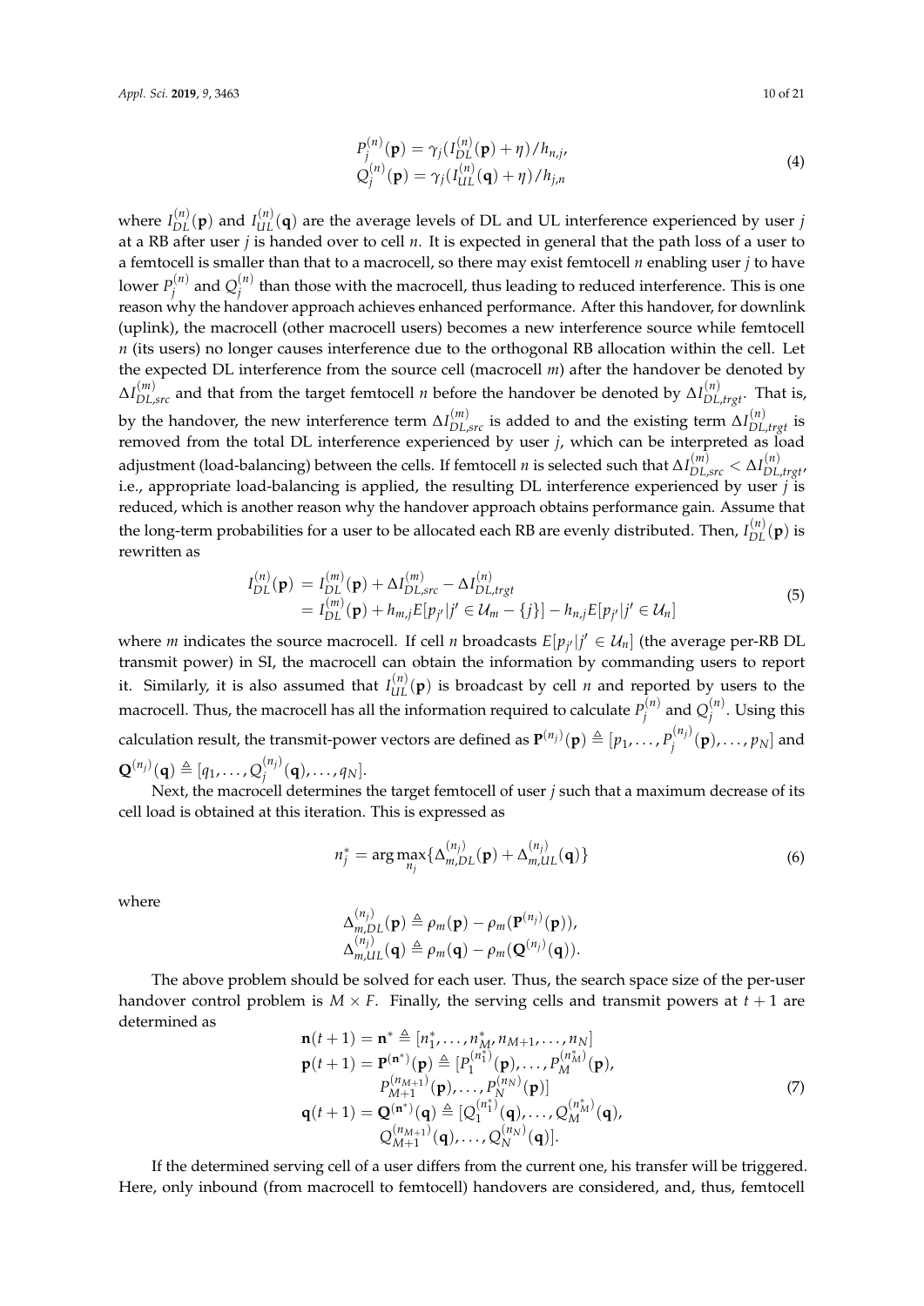$$
\begin{aligned}
P_j^{(n)}(\mathbf{p}) &= \gamma_j (I_{DL}^{(n)}(\mathbf{p}) + \eta)/h_{n,j}, \\
Q_j^{(n)}(\mathbf{p}) &= \gamma_j (I_{UL}^{(n)}(\mathbf{q}) + \eta)/h_{j,n}
\end{aligned}
\tag{4}
$$

where $I_{DL}^{(n)}(\mathbf{p})$ and $I_{UL}^{(n)}(\mathbf{q})$ are the average levels of DL and UL interference experienced by user $j$ at a RB after user $j$ is handed over to cell $n$. It is expected in general that the path loss of a user to a femtocell is smaller than that to a macrocell, so there may exist femtocell $n$ enabling user $j$ to have lower $P_j^{(n)}$ and $Q_j^{(n)}$ than those with the macrocell, thus leading to reduced interference. This is one reason why the handover approach achieves enhanced performance. After this handover, for downlink (uplink), the macrocell (other macrocell users) becomes a new interference source while femtocell $n$ (its users) no longer causes interference due to the orthogonal RB allocation within the cell. Let the expected DL interference from the source cell (macrocell $m$) after the handover be denoted by $\Delta I_{DL,src}^{(m)}$ and that from the target femtocell $n$ before the handover be denoted by $\Delta I_{DL,trgt}^{(n)}$. That is, by the handover, the new interference term $\Delta I_{DL,src}^{(m)}$ is added to and the existing term $\Delta I_{DL,trgt}^{(n)}$ is removed from the total DL interference experienced by user $j$, which can be interpreted as load adjustment (load-balancing) between the cells. If femtocell $n$ is selected such that $\Delta I_{DL,src}^{(m)} < \Delta I_{DL,trgt}^{(n)}$, i.e., appropriate load-balancing is applied, the resulting DL interference experienced by user $j$ is reduced, which is another reason why the handover approach obtains performance gain. Assume that the long-term probabilities for a user to be allocated each RB are evenly distributed. Then, $I_{DL}^{(n)}(\mathbf{p})$ is rewritten as

$$
\begin{aligned}
I_{DL}^{(n)}(\mathbf{p}) &= I_{DL}^{(m)}(\mathbf{p}) + \Delta I_{DL,src}^{(m)} - \Delta I_{DL,trgt}^{(n)} \\
&= I_{DL}^{(m)}(\mathbf{p}) + h_{m,j} E[p_{j'} | j' \in \mathcal{U}_m - \{j\}] - h_{n,j} E[p_{j'} | j' \in \mathcal{U}_n]
\end{aligned}
\tag{5}
$$

where $m$ indicates the source macrocell. If cell $n$ broadcasts $E[p_{j'} | j' \in \mathcal{U}_n]$ (the average per-RB DL transmit power) in SI, the macrocell can obtain the information by commanding users to report it. Similarly, it is also assumed that $I_{UL}^{(n)}(\mathbf{p})$ is broadcast by cell $n$ and reported by users to the macrocell. Thus, the macrocell has all the information required to calculate $P_j^{(n)}$ and $Q_j^{(n)}$. Using this calculation result, the transmit-power vectors are defined as $\mathbf{P}^{(n_j)}(\mathbf{p}) \triangleq [p_1, \ldots, P_j^{(n_j)}(\mathbf{p}), \ldots, p_N]$ and $\mathbf{Q}^{(n_j)}(\mathbf{q}) \triangleq [q_1, \ldots, Q_j^{(n_j)}(\mathbf{q}), \ldots, q_N]$.

Next, the macrocell determines the target femtocell of user $j$ such that a maximum decrease of its cell load is obtained at this iteration. This is expressed as

$$
n_j^* = \arg\max_{n_j} \{\Delta_{m,DL}^{(n_j)}(\mathbf{p}) + \Delta_{m,UL}^{(n_j)}(\mathbf{q})\}
\tag{6}
$$

where

$$
\begin{aligned}
\Delta_{m,DL}^{(n_j)}(\mathbf{p}) &\triangleq \rho_m(\mathbf{p}) - \rho_m(\mathbf{P}^{(n_j)}(\mathbf{p})), \\
\Delta_{m,UL}^{(n_j)}(\mathbf{q}) &\triangleq \rho_m(\mathbf{q}) - \rho_m(\mathbf{Q}^{(n_j)}(\mathbf{q})).
\end{aligned}
$$

The above problem should be solved for each user. Thus, the search space size of the per-user handover control problem is $M \times F$. Finally, the serving cells and transmit powers at $t+1$ are determined as

$$
\begin{aligned}
\mathbf{n}(t+1) &= \mathbf{n}^* \triangleq [n_1^*, \ldots, n_M^*, n_{M+1}, \ldots, n_N] \\
\mathbf{p}(t+1) &= \mathbf{P}^{(\mathbf{n}^*)}(\mathbf{p}) \triangleq [P_1^{(n_1^*)}(\mathbf{p}), \ldots, P_M^{(n_M^*)}(\mathbf{p}), \\
&\qquad P_{M+1}^{(n_{M+1})}(\mathbf{p}), \ldots, P_N^{(n_N)}(\mathbf{p})] \\
\mathbf{q}(t+1) &= \mathbf{Q}^{(\mathbf{n}^*)}(\mathbf{q}) \triangleq [Q_1^{(n_1^*)}(\mathbf{q}), \ldots, Q_M^{(n_M^*)}(\mathbf{q}), \\
&\qquad Q_{M+1}^{(n_{M+1})}(\mathbf{q}), \ldots, Q_N^{(n_N)}(\mathbf{q})].
\end{aligned}
\tag{7}
$$

If the determined serving cell of a user differs from the current one, his transfer will be triggered. Here, only inbound (from macrocell to femtocell) handovers are considered, and, thus, femtocell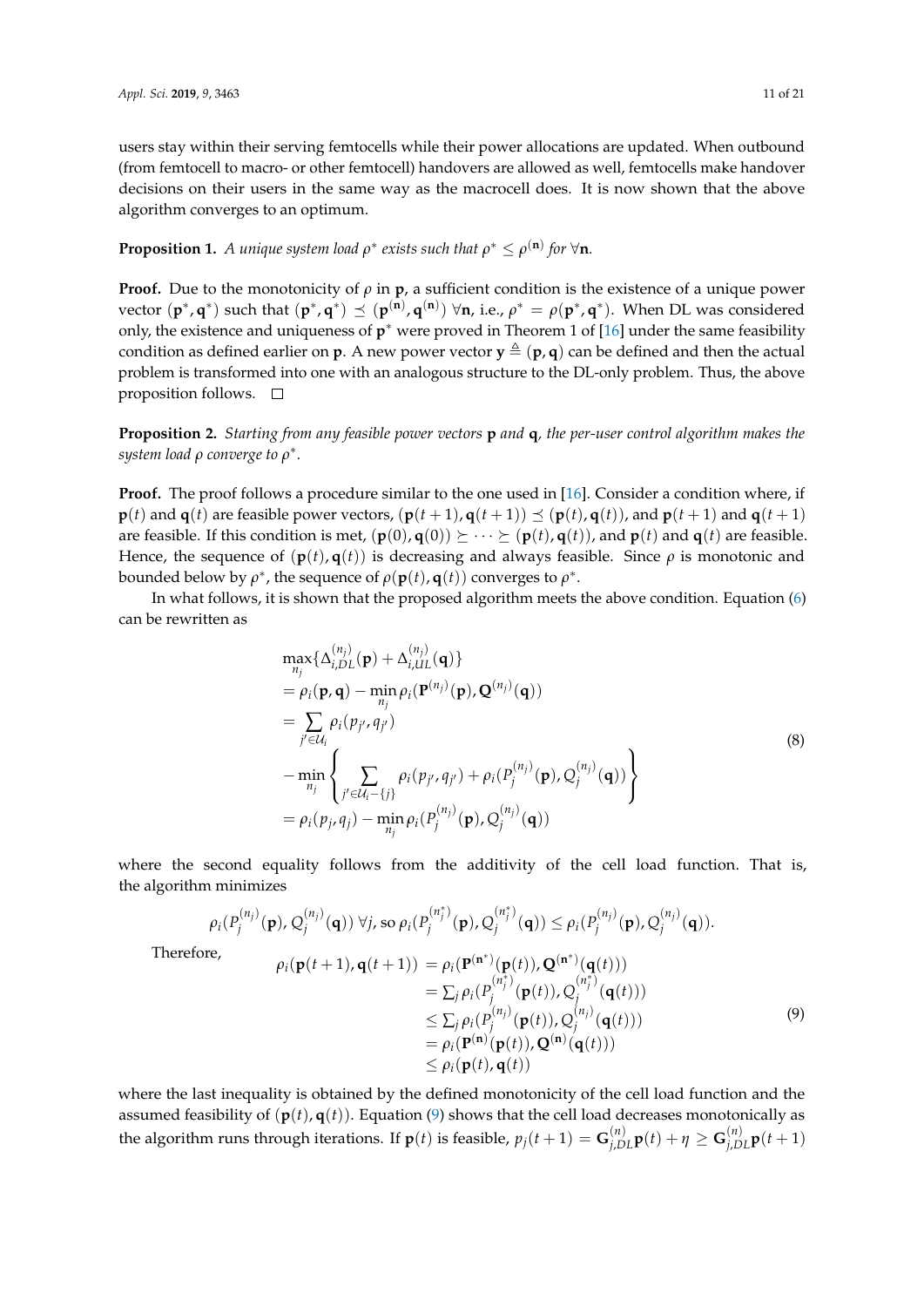users stay within their serving femtocells while their power allocations are updated. When outbound (from femtocell to macro- or other femtocell) handovers are allowed as well, femtocells make handover decisions on their users in the same way as the macrocell does. It is now shown that the above algorithm converges to an optimum.

**Proposition 1.** *A unique system load $\rho^*$ exists such that $\rho^* \leq \rho^{(\mathbf{n})}$ for $\forall \mathbf{n}$.*

**Proof.** Due to the monotonicity of $\rho$ in $\mathbf{p}$, a sufficient condition is the existence of a unique power vector $(\mathbf{p}^*, \mathbf{q}^*)$ such that $(\mathbf{p}^*, \mathbf{q}^*) \preceq (\mathbf{p}^{(\mathbf{n})}, \mathbf{q}^{(\mathbf{n})})$ $\forall \mathbf{n}$, i.e., $\rho^* = \rho(\mathbf{p}^*, \mathbf{q}^*)$. When DL was considered only, the existence and uniqueness of $\mathbf{p}^*$ were proved in Theorem 1 of [16] under the same feasibility condition as defined earlier on $\mathbf{p}$. A new power vector $\mathbf{y} \triangleq (\mathbf{p}, \mathbf{q})$ can be defined and then the actual problem is transformed into one with an analogous structure to the DL-only problem. Thus, the above proposition follows. □

**Proposition 2.** *Starting from any feasible power vectors $\mathbf{p}$ and $\mathbf{q}$, the per-user control algorithm makes the system load $\rho$ converge to $\rho^*$.*

**Proof.** The proof follows a procedure similar to the one used in [16]. Consider a condition where, if $\mathbf{p}(t)$ and $\mathbf{q}(t)$ are feasible power vectors, $(\mathbf{p}(t+1), \mathbf{q}(t+1)) \preceq (\mathbf{p}(t), \mathbf{q}(t))$, and $\mathbf{p}(t+1)$ and $\mathbf{q}(t+1)$ are feasible. If this condition is met, $(\mathbf{p}(0), \mathbf{q}(0)) \succeq \cdots \succeq (\mathbf{p}(t), \mathbf{q}(t))$, and $\mathbf{p}(t)$ and $\mathbf{q}(t)$ are feasible. Hence, the sequence of $(\mathbf{p}(t), \mathbf{q}(t))$ is decreasing and always feasible. Since $\rho$ is monotonic and bounded below by $\rho^*$, the sequence of $\rho(\mathbf{p}(t), \mathbf{q}(t))$ converges to $\rho^*$.

In what follows, it is shown that the proposed algorithm meets the above condition. Equation (6) can be rewritten as

$$
\begin{aligned}
&\max_{n_j}\{\Delta_{i,DL}^{(n_j)}(\mathbf{p}) + \Delta_{i,UL}^{(n_j)}(\mathbf{q})\} \\
&= \rho_i(\mathbf{p}, \mathbf{q}) - \min_{n_j} \rho_i(\mathbf{P}^{(n_j)}(\mathbf{p}), \mathbf{Q}^{(n_j)}(\mathbf{q})) \\
&= \sum_{j' \in \mathcal{U}_i} \rho_i(p_{j'}, q_{j'}) \\
&\quad - \min_{n_j} \left\{ \sum_{j' \in \mathcal{U}_i - \{j\}} \rho_i(p_{j'}, q_{j'}) + \rho_i(P_j^{(n_j)}(\mathbf{p}), Q_j^{(n_j)}(\mathbf{q})) \right\} \\
&= \rho_i(p_j, q_j) - \min_{n_j} \rho_i(P_j^{(n_j)}(\mathbf{p}), Q_j^{(n_j)}(\mathbf{q}))
\end{aligned}
\tag{8}
$$

where the second equality follows from the additivity of the cell load function. That is, the algorithm minimizes

$$
\rho_i(P_j^{(n_j)}(\mathbf{p}), Q_j^{(n_j)}(\mathbf{q}))\ \forall j, \text{ so } \rho_i(P_j^{(n_j^*)}(\mathbf{p}), Q_j^{(n_j^*)}(\mathbf{q})) \leq \rho_i(P_j^{(n_j)}(\mathbf{p}), Q_j^{(n_j)}(\mathbf{q})).
$$

Therefore,

$$
\begin{aligned}
\rho_i(\mathbf{p}(t+1), \mathbf{q}(t+1)) &= \rho_i(\mathbf{P}^{(\mathbf{n}^*)}(\mathbf{p}(t)), \mathbf{Q}^{(\mathbf{n}^*)}(\mathbf{q}(t))) \\
&= \textstyle\sum_j \rho_i(P_j^{(n_j^*)}(\mathbf{p}(t)), Q_j^{(n_j^*)}(\mathbf{q}(t))) \\
&\leq \textstyle\sum_j \rho_i(P_j^{(n_j)}(\mathbf{p}(t)), Q_j^{(n_j)}(\mathbf{q}(t))) \\
&= \rho_i(\mathbf{P}^{(\mathbf{n})}(\mathbf{p}(t)), \mathbf{Q}^{(\mathbf{n})}(\mathbf{q}(t))) \\
&\leq \rho_i(\mathbf{p}(t), \mathbf{q}(t))
\end{aligned}
\tag{9}
$$

where the last inequality is obtained by the defined monotonicity of the cell load function and the assumed feasibility of $(\mathbf{p}(t), \mathbf{q}(t))$. Equation (9) shows that the cell load decreases monotonically as the algorithm runs through iterations. If $\mathbf{p}(t)$ is feasible, $p_j(t+1) = \mathbf{G}_{j,DL}^{(n)}\mathbf{p}(t) + \eta \geq \mathbf{G}_{j,DL}^{(n)}\mathbf{p}(t+1)$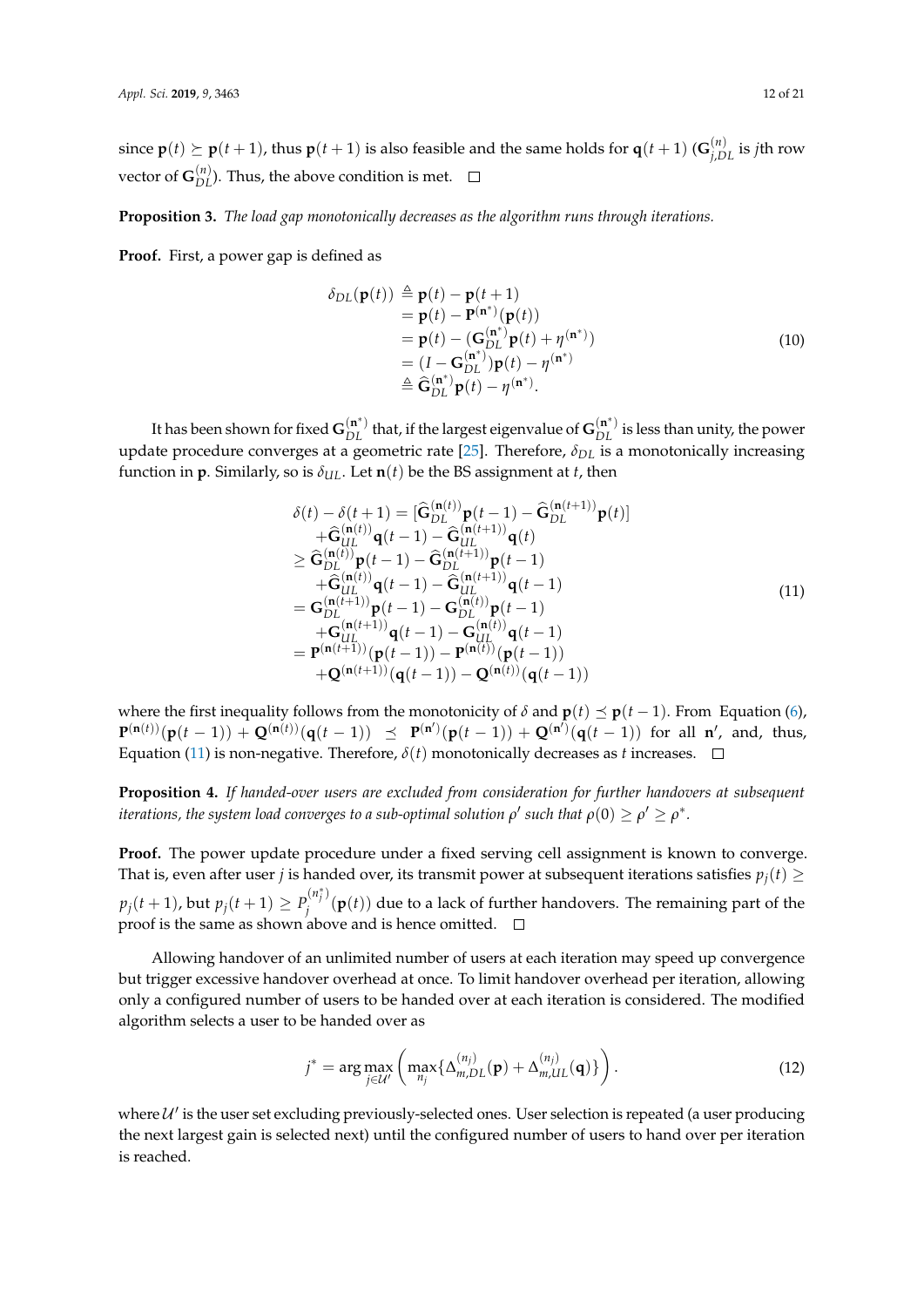since $\mathbf{p}(t) \succeq \mathbf{p}(t+1)$, thus $\mathbf{p}(t+1)$ is also feasible and the same holds for $\mathbf{q}(t+1)$ ($\mathbf{G}_{j,DL}^{(n)}$ is $j$th row vector of $\mathbf{G}_{DL}^{(n)}$). Thus, the above condition is met. □

**Proposition 3.** *The load gap monotonically decreases as the algorithm runs through iterations.*

**Proof.** First, a power gap is defined as

$$
\begin{aligned}
\delta_{DL}(\mathbf{p}(t)) &\triangleq \mathbf{p}(t) - \mathbf{p}(t+1) \\
&= \mathbf{p}(t) - \mathbf{P}^{(\mathbf{n}^*)}(\mathbf{p}(t)) \\
&= \mathbf{p}(t) - (\mathbf{G}_{DL}^{(\mathbf{n}^*)}\mathbf{p}(t) + \eta^{(\mathbf{n}^*)}) \\
&= (I - \mathbf{G}_{DL}^{(\mathbf{n}^*)})\mathbf{p}(t) - \eta^{(\mathbf{n}^*)} \\
&\triangleq \widehat{\mathbf{G}}_{DL}^{(\mathbf{n}^*)}\mathbf{p}(t) - \eta^{(\mathbf{n}^*)}.
\end{aligned}
\tag{10}
$$

It has been shown for fixed $\mathbf{G}_{DL}^{(\mathbf{n}^*)}$ that, if the largest eigenvalue of $\mathbf{G}_{DL}^{(\mathbf{n}^*)}$ is less than unity, the power update procedure converges at a geometric rate [25]. Therefore, $\delta_{DL}$ is a monotonically increasing function in $\mathbf{p}$. Similarly, so is $\delta_{UL}$. Let $\mathbf{n}(t)$ be the BS assignment at $t$, then

$$
\begin{aligned}
\delta(t) - \delta(t+1) &= [\widehat{\mathbf{G}}_{DL}^{(\mathbf{n}(t))}\mathbf{p}(t-1) - \widehat{\mathbf{G}}_{DL}^{(\mathbf{n}(t+1))}\mathbf{p}(t)] \\
&\quad + \widehat{\mathbf{G}}_{UL}^{(\mathbf{n}(t))}\mathbf{q}(t-1) - \widehat{\mathbf{G}}_{UL}^{(\mathbf{n}(t+1))}\mathbf{q}(t) \\
&\geq \widehat{\mathbf{G}}_{DL}^{(\mathbf{n}(t))}\mathbf{p}(t-1) - \widehat{\mathbf{G}}_{DL}^{(\mathbf{n}(t+1))}\mathbf{p}(t-1) \\
&\quad + \widehat{\mathbf{G}}_{UL}^{(\mathbf{n}(t))}\mathbf{q}(t-1) - \widehat{\mathbf{G}}_{UL}^{(\mathbf{n}(t+1))}\mathbf{q}(t-1) \\
&= \mathbf{G}_{DL}^{(\mathbf{n}(t+1))}\mathbf{p}(t-1) - \mathbf{G}_{DL}^{(\mathbf{n}(t))}\mathbf{p}(t-1) \\
&\quad + \mathbf{G}_{UL}^{(\mathbf{n}(t+1))}\mathbf{q}(t-1) - \mathbf{G}_{UL}^{(\mathbf{n}(t))}\mathbf{q}(t-1) \\
&= \mathbf{P}^{(\mathbf{n}(t+1))}(\mathbf{p}(t-1)) - \mathbf{P}^{(\mathbf{n}(t))}(\mathbf{p}(t-1)) \\
&\quad + \mathbf{Q}^{(\mathbf{n}(t+1))}(\mathbf{q}(t-1)) - \mathbf{Q}^{(\mathbf{n}(t))}(\mathbf{q}(t-1))
\end{aligned}
\tag{11}
$$

where the first inequality follows from the monotonicity of $\delta$ and $\mathbf{p}(t) \preceq \mathbf{p}(t-1)$. From Equation (6), $\mathbf{P}^{(\mathbf{n}(t))}(\mathbf{p}(t-1)) + \mathbf{Q}^{(\mathbf{n}(t))}(\mathbf{q}(t-1)) \preceq \mathbf{P}^{(\mathbf{n}')}(\mathbf{p}(t-1)) + \mathbf{Q}^{(\mathbf{n}')}(\mathbf{q}(t-1))$ for all $\mathbf{n}'$, and, thus, Equation (11) is non-negative. Therefore, $\delta(t)$ monotonically decreases as $t$ increases. □

**Proposition 4.** *If handed-over users are excluded from consideration for further handovers at subsequent iterations, the system load converges to a sub-optimal solution $\rho'$ such that $\rho(0) \geq \rho' \geq \rho^*$.*

**Proof.** The power update procedure under a fixed serving cell assignment is known to converge. That is, even after user $j$ is handed over, its transmit power at subsequent iterations satisfies $p_j(t) \geq p_j(t+1)$, but $p_j(t+1) \geq P_j^{(n_j^*)}(\mathbf{p}(t))$ due to a lack of further handovers. The remaining part of the proof is the same as shown above and is hence omitted. □

Allowing handover of an unlimited number of users at each iteration may speed up convergence but trigger excessive handover overhead at once. To limit handover overhead per iteration, allowing only a configured number of users to be handed over at each iteration is considered. The modified algorithm selects a user to be handed over as

$$
j^* = \arg\max_{j \in \mathcal{U}'} \left( \max_{n_j} \{\Delta_{m,DL}^{(n_j)}(\mathbf{p}) + \Delta_{m,UL}^{(n_j)}(\mathbf{q})\} \right).
\tag{12}
$$

where $\mathcal{U}'$ is the user set excluding previously-selected ones. User selection is repeated (a user producing the next largest gain is selected next) until the configured number of users to hand over per iteration is reached.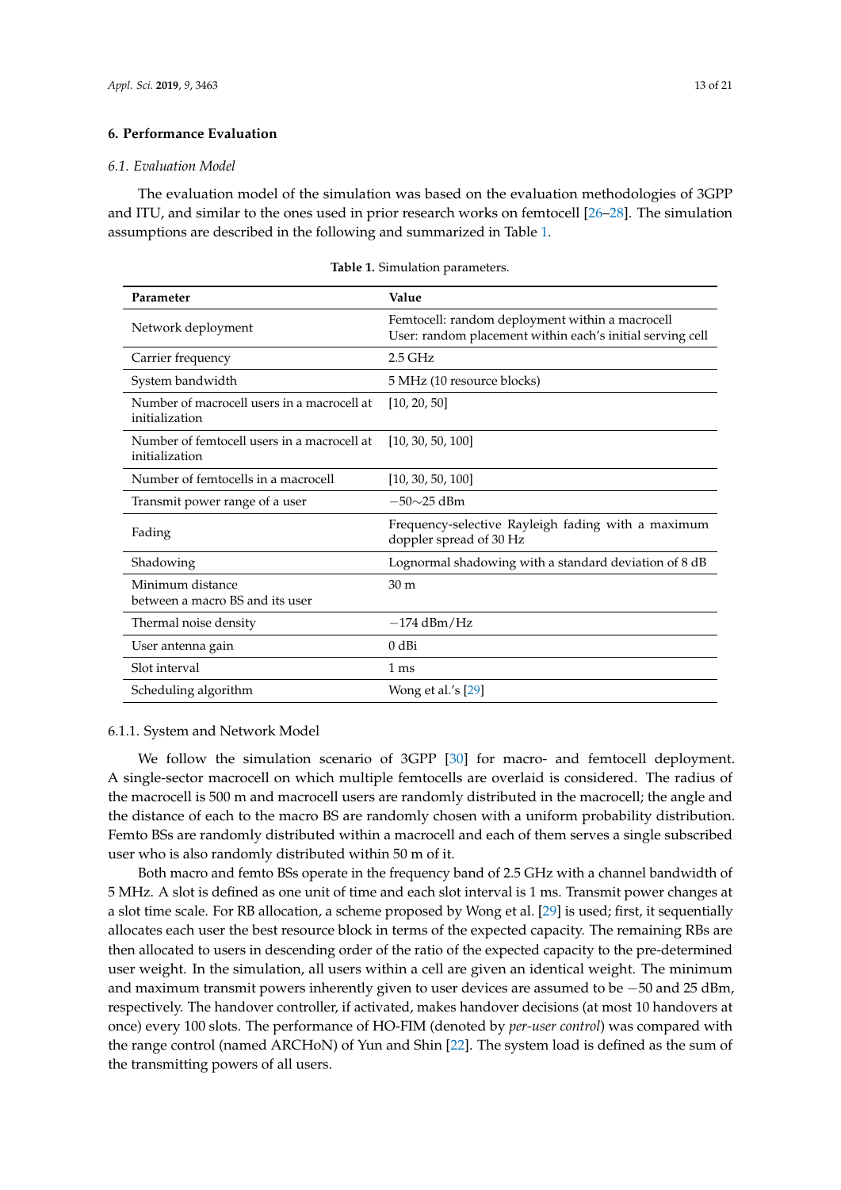## 6. Performance Evaluation

### 6.1. Evaluation Model

The evaluation model of the simulation was based on the evaluation methodologies of 3GPP and ITU, and similar to the ones used in prior research works on femtocell [26–28]. The simulation assumptions are described in the following and summarized in Table 1.

**Table 1.** Simulation parameters.

| Parameter | Value |
|---|---|
| Network deployment | Femtocell: random deployment within a macrocell<br>User: random placement within each's initial serving cell |
| Carrier frequency | 2.5 GHz |
| System bandwidth | 5 MHz (10 resource blocks) |
| Number of macrocell users in a macrocell at initialization | [10, 20, 50] |
| Number of femtocell users in a macrocell at initialization | [10, 30, 50, 100] |
| Number of femtocells in a macrocell | [10, 30, 50, 100] |
| Transmit power range of a user | −50∼25 dBm |
| Fading | Frequency-selective Rayleigh fading with a maximum doppler spread of 30 Hz |
| Shadowing | Lognormal shadowing with a standard deviation of 8 dB |
| Minimum distance between a macro BS and its user | 30 m |
| Thermal noise density | −174 dBm/Hz |
| User antenna gain | 0 dBi |
| Slot interval | 1 ms |
| Scheduling algorithm | Wong et al.'s [29] |

#### 6.1.1. System and Network Model

We follow the simulation scenario of 3GPP [30] for macro- and femtocell deployment. A single-sector macrocell on which multiple femtocells are overlaid is considered. The radius of the macrocell is 500 m and macrocell users are randomly distributed in the macrocell; the angle and the distance of each to the macro BS are randomly chosen with a uniform probability distribution. Femto BSs are randomly distributed within a macrocell and each of them serves a single subscribed user who is also randomly distributed within 50 m of it.

Both macro and femto BSs operate in the frequency band of 2.5 GHz with a channel bandwidth of 5 MHz. A slot is defined as one unit of time and each slot interval is 1 ms. Transmit power changes at a slot time scale. For RB allocation, a scheme proposed by Wong et al. [29] is used; first, it sequentially allocates each user the best resource block in terms of the expected capacity. The remaining RBs are then allocated to users in descending order of the ratio of the expected capacity to the pre-determined user weight. In the simulation, all users within a cell are given an identical weight. The minimum and maximum transmit powers inherently given to user devices are assumed to be −50 and 25 dBm, respectively. The handover controller, if activated, makes handover decisions (at most 10 handovers at once) every 100 slots. The performance of HO-FIM (denoted by *per-user control*) was compared with the range control (named ARCHoN) of Yun and Shin [22]. The system load is defined as the sum of the transmitting powers of all users.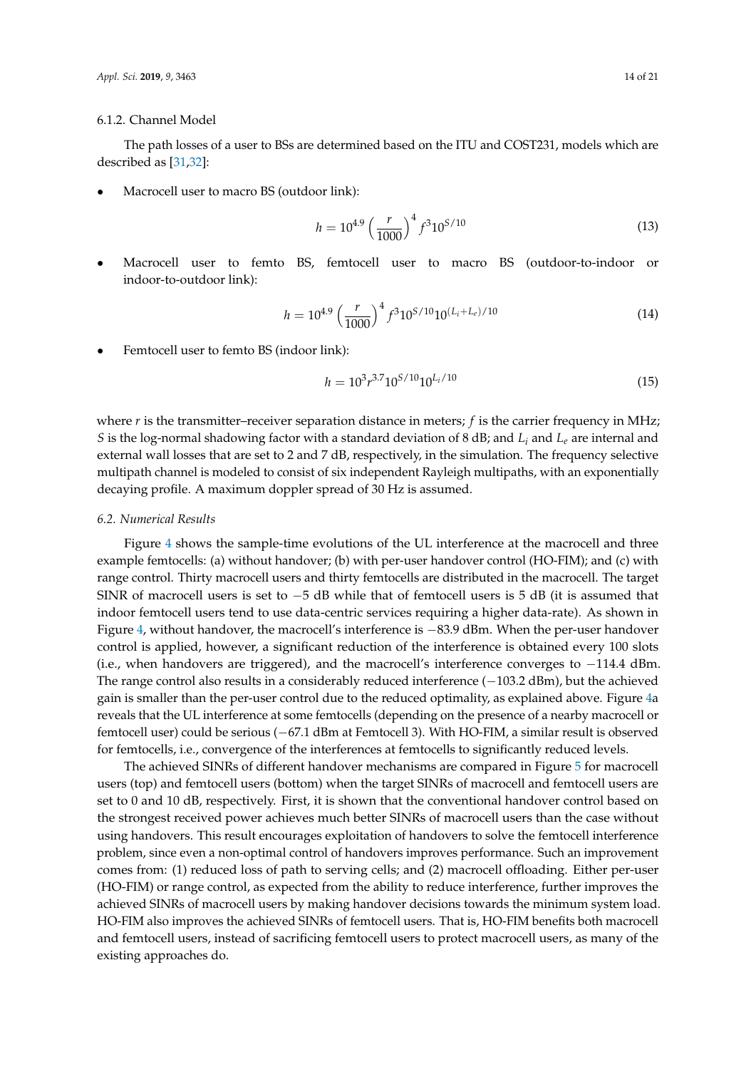#### 6.1.2. Channel Model

The path losses of a user to BSs are determined based on the ITU and COST231, models which are described as [31,32]:

- Macrocell user to macro BS (outdoor link):

$$h = 10^{4.9}\left(\frac{r}{1000}\right)^{4} f^{3} 10^{S/10} \tag{13}$$

- Macrocell user to femto BS, femtocell user to macro BS (outdoor-to-indoor or indoor-to-outdoor link):

$$h = 10^{4.9}\left(\frac{r}{1000}\right)^{4} f^{3} 10^{S/10} 10^{(L_i+L_e)/10} \tag{14}$$

- Femtocell user to femto BS (indoor link):

$$h = 10^{3} r^{3.7} 10^{S/10} 10^{L_i/10} \tag{15}$$

where $r$ is the transmitter–receiver separation distance in meters; $f$ is the carrier frequency in MHz; $S$ is the log-normal shadowing factor with a standard deviation of 8 dB; and $L_i$ and $L_e$ are internal and external wall losses that are set to 2 and 7 dB, respectively, in the simulation. The frequency selective multipath channel is modeled to consist of six independent Rayleigh multipaths, with an exponentially decaying profile. A maximum doppler spread of 30 Hz is assumed.

### *6.2. Numerical Results*

Figure 4 shows the sample-time evolutions of the UL interference at the macrocell and three example femtocells: (a) without handover; (b) with per-user handover control (HO-FIM); and (c) with range control. Thirty macrocell users and thirty femtocells are distributed in the macrocell. The target SINR of macrocell users is set to −5 dB while that of femtocell users is 5 dB (it is assumed that indoor femtocell users tend to use data-centric services requiring a higher data-rate). As shown in Figure 4, without handover, the macrocell's interference is −83.9 dBm. When the per-user handover control is applied, however, a significant reduction of the interference is obtained every 100 slots (i.e., when handovers are triggered), and the macrocell's interference converges to −114.4 dBm. The range control also results in a considerably reduced interference (−103.2 dBm), but the achieved gain is smaller than the per-user control due to the reduced optimality, as explained above. Figure 4a reveals that the UL interference at some femtocells (depending on the presence of a nearby macrocell or femtocell user) could be serious (−67.1 dBm at Femtocell 3). With HO-FIM, a similar result is observed for femtocells, i.e., convergence of the interferences at femtocells to significantly reduced levels.

The achieved SINRs of different handover mechanisms are compared in Figure 5 for macrocell users (top) and femtocell users (bottom) when the target SINRs of macrocell and femtocell users are set to 0 and 10 dB, respectively. First, it is shown that the conventional handover control based on the strongest received power achieves much better SINRs of macrocell users than the case without using handovers. This result encourages exploitation of handovers to solve the femtocell interference problem, since even a non-optimal control of handovers improves performance. Such an improvement comes from: (1) reduced loss of path to serving cells; and (2) macrocell offloading. Either per-user (HO-FIM) or range control, as expected from the ability to reduce interference, further improves the achieved SINRs of macrocell users by making handover decisions towards the minimum system load. HO-FIM also improves the achieved SINRs of femtocell users. That is, HO-FIM benefits both macrocell and femtocell users, instead of sacrificing femtocell users to protect macrocell users, as many of the existing approaches do.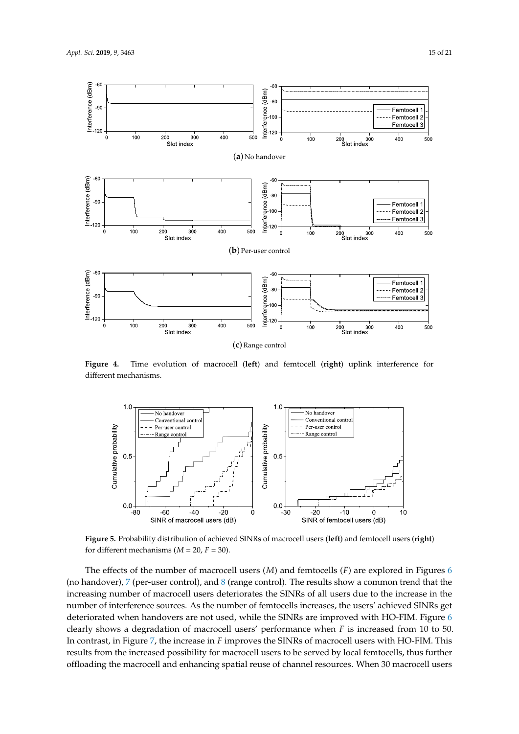(**a**) No handover

(**b**) Per-user control

(**c**) Range control

**Figure 4.** Time evolution of macrocell (**left**) and femtocell (**right**) uplink interference for different mechanisms.

**Figure 5.** Probability distribution of achieved SINRs of macrocell users (**left**) and femtocell users (**right**) for different mechanisms ($M = 20$, $F = 30$).

The effects of the number of macrocell users ($M$) and femtocells ($F$) are explored in Figures 6 (no handover), 7 (per-user control), and 8 (range control). The results show a common trend that the increasing number of macrocell users deteriorates the SINRs of all users due to the increase in the number of interference sources. As the number of femtocells increases, the users' achieved SINRs get deteriorated when handovers are not used, while the SINRs are improved with HO-FIM. Figure 6 clearly shows a degradation of macrocell users' performance when $F$ is increased from 10 to 50. In contrast, in Figure 7, the increase in $F$ improves the SINRs of macrocell users with HO-FIM. This results from the increased possibility for macrocell users to be served by local femtocells, thus further offloading the macrocell and enhancing spatial reuse of channel resources. When 30 macrocell users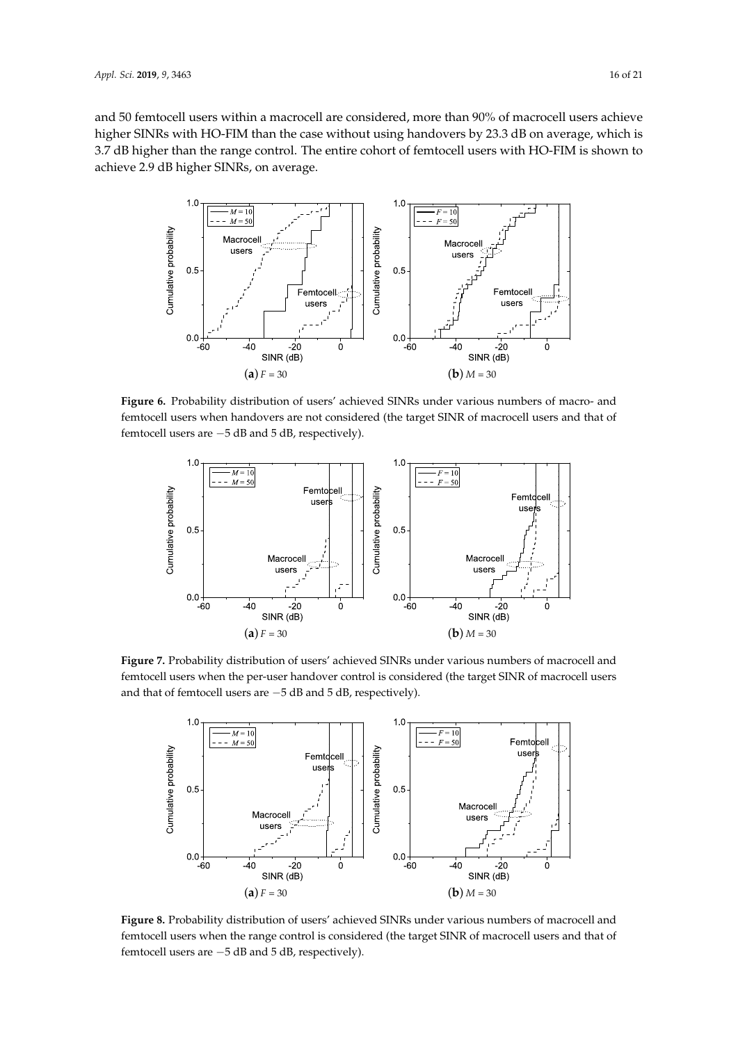and 50 femtocell users within a macrocell are considered, more than 90% of macrocell users achieve higher SINRs with HO-FIM than the case without using handovers by 23.3 dB on average, which is 3.7 dB higher than the range control. The entire cohort of femtocell users with HO-FIM is shown to achieve 2.9 dB higher SINRs, on average.

**Figure 6.** Probability distribution of users' achieved SINRs under various numbers of macro- and femtocell users when handovers are not considered (the target SINR of macrocell users and that of femtocell users are −5 dB and 5 dB, respectively).

**Figure 7.** Probability distribution of users' achieved SINRs under various numbers of macrocell and femtocell users when the per-user handover control is considered (the target SINR of macrocell users and that of femtocell users are −5 dB and 5 dB, respectively).

**Figure 8.** Probability distribution of users' achieved SINRs under various numbers of macrocell and femtocell users when the range control is considered (the target SINR of macrocell users and that of femtocell users are −5 dB and 5 dB, respectively).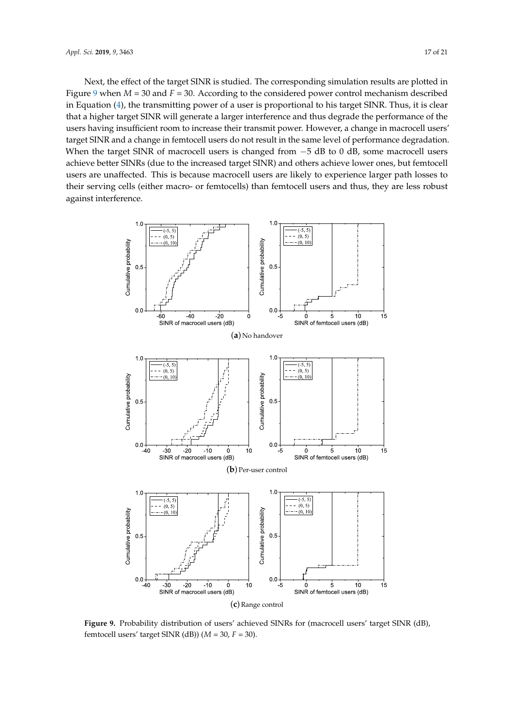Next, the effect of the target SINR is studied. The corresponding simulation results are plotted in Figure 9 when $M = 30$ and $F = 30$. According to the considered power control mechanism described in Equation (4), the transmitting power of a user is proportional to his target SINR. Thus, it is clear that a higher target SINR will generate a larger interference and thus degrade the performance of the users having insufficient room to increase their transmit power. However, a change in macrocell users' target SINR and a change in femtocell users do not result in the same level of performance degradation. When the target SINR of macrocell users is changed from −5 dB to 0 dB, some macrocell users achieve better SINRs (due to the increased target SINR) and others achieve lower ones, but femtocell users are unaffected. This is because macrocell users are likely to experience larger path losses to their serving cells (either macro- or femtocells) than femtocell users and thus, they are less robust against interference.

(**a**) No handover

(**b**) Per-user control

(**c**) Range control

**Figure 9.** Probability distribution of users' achieved SINRs for (macrocell users' target SINR (dB), femtocell users' target SINR (dB)) ($M = 30$, $F = 30$).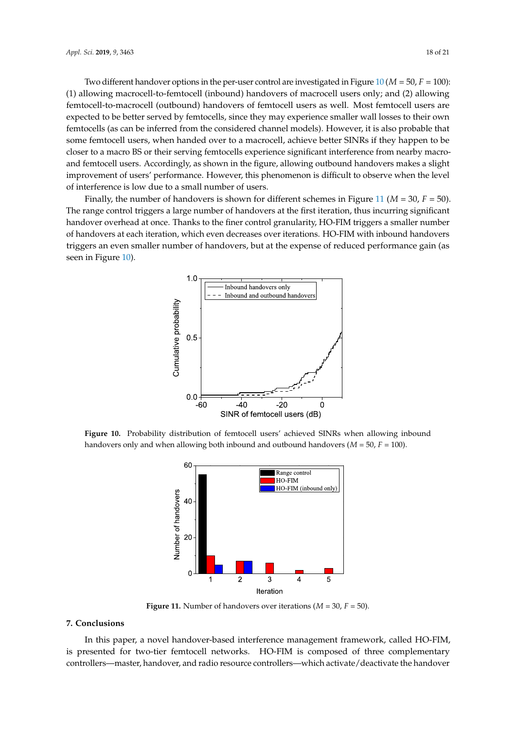Two different handover options in the per-user control are investigated in Figure 10 ($M = 50$, $F = 100$): (1) allowing macrocell-to-femtocell (inbound) handovers of macrocell users only; and (2) allowing femtocell-to-macrocell (outbound) handovers of femtocell users as well. Most femtocell users are expected to be better served by femtocells, since they may experience smaller wall losses to their own femtocells (as can be inferred from the considered channel models). However, it is also probable that some femtocell users, when handed over to a macrocell, achieve better SINRs if they happen to be closer to a macro BS or their serving femtocells experience significant interference from nearby macro- and femtocell users. Accordingly, as shown in the figure, allowing outbound handovers makes a slight improvement of users' performance. However, this phenomenon is difficult to observe when the level of interference is low due to a small number of users.

Finally, the number of handovers is shown for different schemes in Figure 11 ($M = 30$, $F = 50$). The range control triggers a large number of handovers at the first iteration, thus incurring significant handover overhead at once. Thanks to the finer control granularity, HO-FIM triggers a smaller number of handovers at each iteration, which even decreases over iterations. HO-FIM with inbound handovers triggers an even smaller number of handovers, but at the expense of reduced performance gain (as seen in Figure 10).

**Figure 10.** Probability distribution of femtocell users' achieved SINRs when allowing inbound handovers only and when allowing both inbound and outbound handovers ($M = 50$, $F = 100$).

**Figure 11.** Number of handovers over iterations ($M = 30$, $F = 50$).

## 7. Conclusions

In this paper, a novel handover-based interference management framework, called HO-FIM, is presented for two-tier femtocell networks. HO-FIM is composed of three complementary controllers—master, handover, and radio resource controllers—which activate/deactivate the handover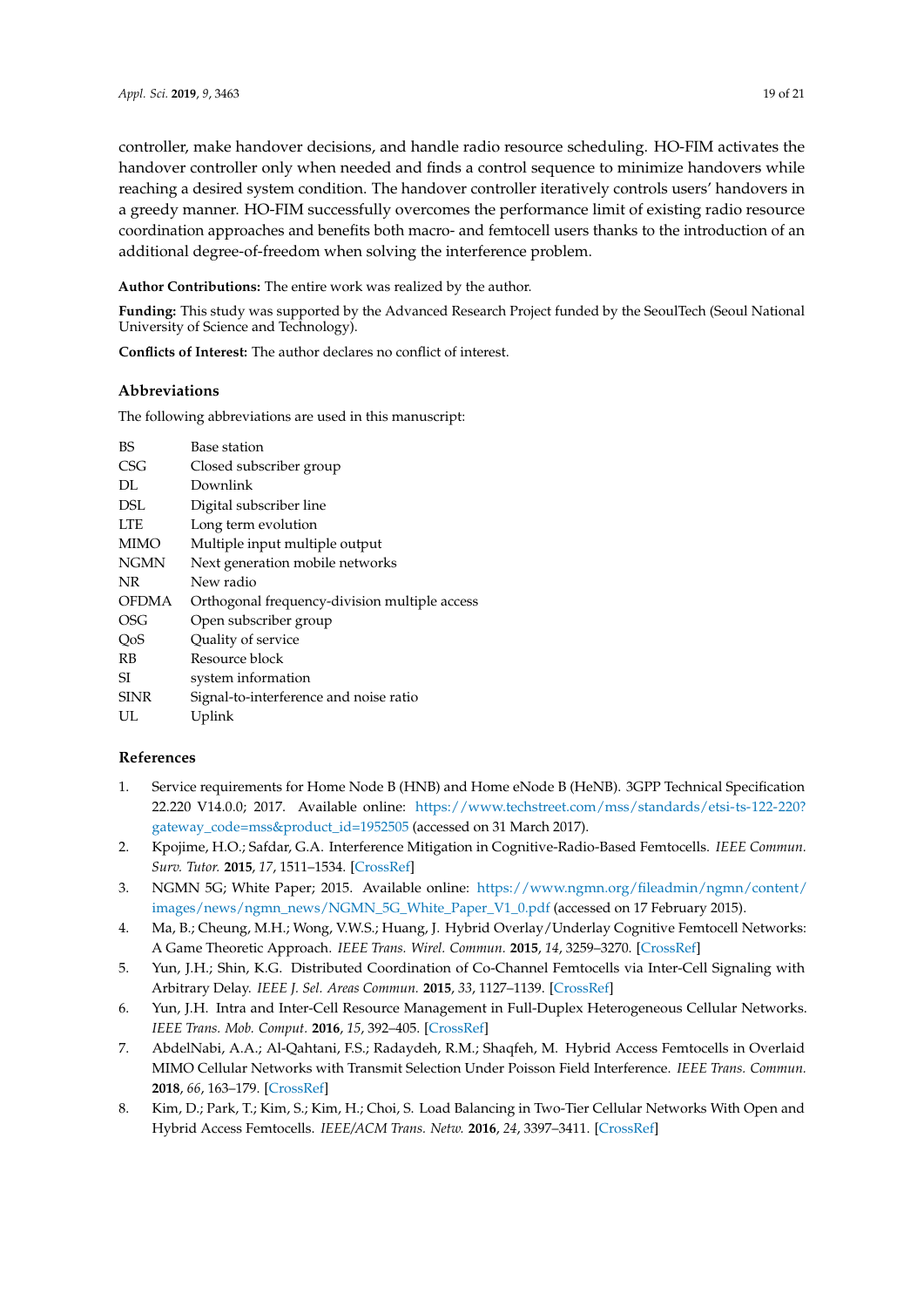controller, make handover decisions, and handle radio resource scheduling. HO-FIM activates the handover controller only when needed and finds a control sequence to minimize handovers while reaching a desired system condition. The handover controller iteratively controls users' handovers in a greedy manner. HO-FIM successfully overcomes the performance limit of existing radio resource coordination approaches and benefits both macro- and femtocell users thanks to the introduction of an additional degree-of-freedom when solving the interference problem.

**Author Contributions:** The entire work was realized by the author.

**Funding:** This study was supported by the Advanced Research Project funded by the SeoulTech (Seoul National University of Science and Technology).

**Conflicts of Interest:** The author declares no conflict of interest.

## Abbreviations

The following abbreviations are used in this manuscript:

| | |
|---|---|
| BS | Base station |
| CSG | Closed subscriber group |
| DL | Downlink |
| DSL | Digital subscriber line |
| LTE | Long term evolution |
| MIMO | Multiple input multiple output |
| NGMN | Next generation mobile networks |
| NR | New radio |
| OFDMA | Orthogonal frequency-division multiple access |
| OSG | Open subscriber group |
| QoS | Quality of service |
| RB | Resource block |
| SI | system information |
| SINR | Signal-to-interference and noise ratio |
| UL | Uplink |

## References

1. Service requirements for Home Node B (HNB) and Home eNode B (HeNB). 3GPP Technical Specification 22.220 V14.0.0; 2017. Available online: https://www.techstreet.com/mss/standards/etsi-ts-122-220?gateway_code=mss&product_id=1952505 (accessed on 31 March 2017).
2. Kpojime, H.O.; Safdar, G.A. Interference Mitigation in Cognitive-Radio-Based Femtocells. *IEEE Commun. Surv. Tutor.* **2015**, *17*, 1511–1534. [CrossRef]
3. NGMN 5G; White Paper; 2015. Available online: https://www.ngmn.org/fileadmin/ngmn/content/images/news/ngmn_news/NGMN_5G_White_Paper_V1_0.pdf (accessed on 17 February 2015).
4. Ma, B.; Cheung, M.H.; Wong, V.W.S.; Huang, J. Hybrid Overlay/Underlay Cognitive Femtocell Networks: A Game Theoretic Approach. *IEEE Trans. Wirel. Commun.* **2015**, *14*, 3259–3270. [CrossRef]
5. Yun, J.H.; Shin, K.G. Distributed Coordination of Co-Channel Femtocells via Inter-Cell Signaling with Arbitrary Delay. *IEEE J. Sel. Areas Commun.* **2015**, *33*, 1127–1139. [CrossRef]
6. Yun, J.H. Intra and Inter-Cell Resource Management in Full-Duplex Heterogeneous Cellular Networks. *IEEE Trans. Mob. Comput.* **2016**, *15*, 392–405. [CrossRef]
7. AbdelNabi, A.A.; Al-Qahtani, F.S.; Radaydeh, R.M.; Shaqfeh, M. Hybrid Access Femtocells in Overlaid MIMO Cellular Networks with Transmit Selection Under Poisson Field Interference. *IEEE Trans. Commun.* **2018**, *66*, 163–179. [CrossRef]
8. Kim, D.; Park, T.; Kim, S.; Kim, H.; Choi, S. Load Balancing in Two-Tier Cellular Networks With Open and Hybrid Access Femtocells. *IEEE/ACM Trans. Netw.* **2016**, *24*, 3397–3411. [CrossRef]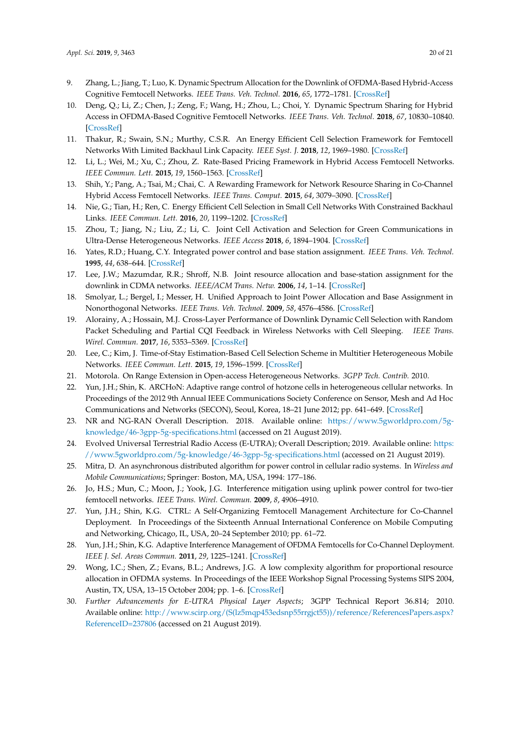9. Zhang, L.; Jiang, T.; Luo, K. Dynamic Spectrum Allocation for the Downlink of OFDMA-Based Hybrid-Access Cognitive Femtocell Networks. *IEEE Trans. Veh. Technol.* **2016**, *65*, 1772–1781. [CrossRef]
10. Deng, Q.; Li, Z.; Chen, J.; Zeng, F.; Wang, H.; Zhou, L.; Choi, Y. Dynamic Spectrum Sharing for Hybrid Access in OFDMA-Based Cognitive Femtocell Networks. *IEEE Trans. Veh. Technol.* **2018**, *67*, 10830–10840. [CrossRef]
11. Thakur, R.; Swain, S.N.; Murthy, C.S.R. An Energy Efficient Cell Selection Framework for Femtocell Networks With Limited Backhaul Link Capacity. *IEEE Syst. J.* **2018**, *12*, 1969–1980. [CrossRef]
12. Li, L.; Wei, M.; Xu, C.; Zhou, Z. Rate-Based Pricing Framework in Hybrid Access Femtocell Networks. *IEEE Commun. Lett.* **2015**, *19*, 1560–1563. [CrossRef]
13. Shih, Y.; Pang, A.; Tsai, M.; Chai, C. A Rewarding Framework for Network Resource Sharing in Co-Channel Hybrid Access Femtocell Networks. *IEEE Trans. Comput.* **2015**, *64*, 3079–3090. [CrossRef]
14. Nie, G.; Tian, H.; Ren, C. Energy Efficient Cell Selection in Small Cell Networks With Constrained Backhaul Links. *IEEE Commun. Lett.* **2016**, *20*, 1199–1202. [CrossRef]
15. Zhou, T.; Jiang, N.; Liu, Z.; Li, C. Joint Cell Activation and Selection for Green Communications in Ultra-Dense Heterogeneous Networks. *IEEE Access* **2018**, *6*, 1894–1904. [CrossRef]
16. Yates, R.D.; Huang, C.Y. Integrated power control and base station assignment. *IEEE Trans. Veh. Technol.* **1995**, *44*, 638–644. [CrossRef]
17. Lee, J.W.; Mazumdar, R.R.; Shroff, N.B. Joint resource allocation and base-station assignment for the downlink in CDMA networks. *IEEE/ACM Trans. Netw.* **2006**, *14*, 1–14. [CrossRef]
18. Smolyar, L.; Bergel, I.; Messer, H. Unified Approach to Joint Power Allocation and Base Assignment in Nonorthogonal Networks. *IEEE Trans. Veh. Technol.* **2009**, *58*, 4576–4586. [CrossRef]
19. Alorainy, A.; Hossain, M.J. Cross-Layer Performance of Downlink Dynamic Cell Selection with Random Packet Scheduling and Partial CQI Feedback in Wireless Networks with Cell Sleeping. *IEEE Trans. Wirel. Commun.* **2017**, *16*, 5353–5369. [CrossRef]
20. Lee, C.; Kim, J. Time-of-Stay Estimation-Based Cell Selection Scheme in Multitier Heterogeneous Mobile Networks. *IEEE Commun. Lett.* **2015**, *19*, 1596–1599. [CrossRef]
21. Motorola. On Range Extension in Open-access Heterogeneous Networks. *3GPP Tech. Contrib.* 2010.
22. Yun, J.H.; Shin, K. ARCHoN: Adaptive range control of hotzone cells in heterogeneous cellular networks. In Proceedings of the 2012 9th Annual IEEE Communications Society Conference on Sensor, Mesh and Ad Hoc Communications and Networks (SECON), Seoul, Korea, 18–21 June 2012; pp. 641–649. [CrossRef]
23. NR and NG-RAN Overall Description. 2018. Available online: https://www.5gworldpro.com/5g-knowledge/46-3gpp-5g-specifications.html (accessed on 21 August 2019).
24. Evolved Universal Terrestrial Radio Access (E-UTRA); Overall Description; 2019. Available online: https://www.5gworldpro.com/5g-knowledge/46-3gpp-5g-specifications.html (accessed on 21 August 2019).
25. Mitra, D. An asynchronous distributed algorithm for power control in cellular radio systems. In *Wireless and Mobile Communications*; Springer: Boston, MA, USA, 1994: 177–186.
26. Jo, H.S.; Mun, C.; Moon, J.; Yook, J.G. Interference mitigation using uplink power control for two-tier femtocell networks. *IEEE Trans. Wirel. Commun.* **2009**, *8*, 4906–4910.
27. Yun, J.H.; Shin, K.G. CTRL: A Self-Organizing Femtocell Management Architecture for Co-Channel Deployment. In Proceedings of the Sixteenth Annual International Conference on Mobile Computing and Networking, Chicago, IL, USA, 20–24 September 2010; pp. 61–72.
28. Yun, J.H.; Shin, K.G. Adaptive Interference Management of OFDMA Femtocells for Co-Channel Deployment. *IEEE J. Sel. Areas Commun.* **2011**, *29*, 1225–1241. [CrossRef]
29. Wong, I.C.; Shen, Z.; Evans, B.L.; Andrews, J.G. A low complexity algorithm for proportional resource allocation in OFDMA systems. In Proceedings of the IEEE Workshop Signal Processing Systems SIPS 2004, Austin, TX, USA, 13–15 October 2004; pp. 1–6. [CrossRef]
30. *Further Advancements for E-UTRA Physical Layer Aspects*; 3GPP Technical Report 36.814; 2010. Available online: http://www.scirp.org/(S(lz5mqp453edsnp55rrgjct55))/reference/ReferencesPapers.aspx?ReferenceID=237806 (accessed on 21 August 2019).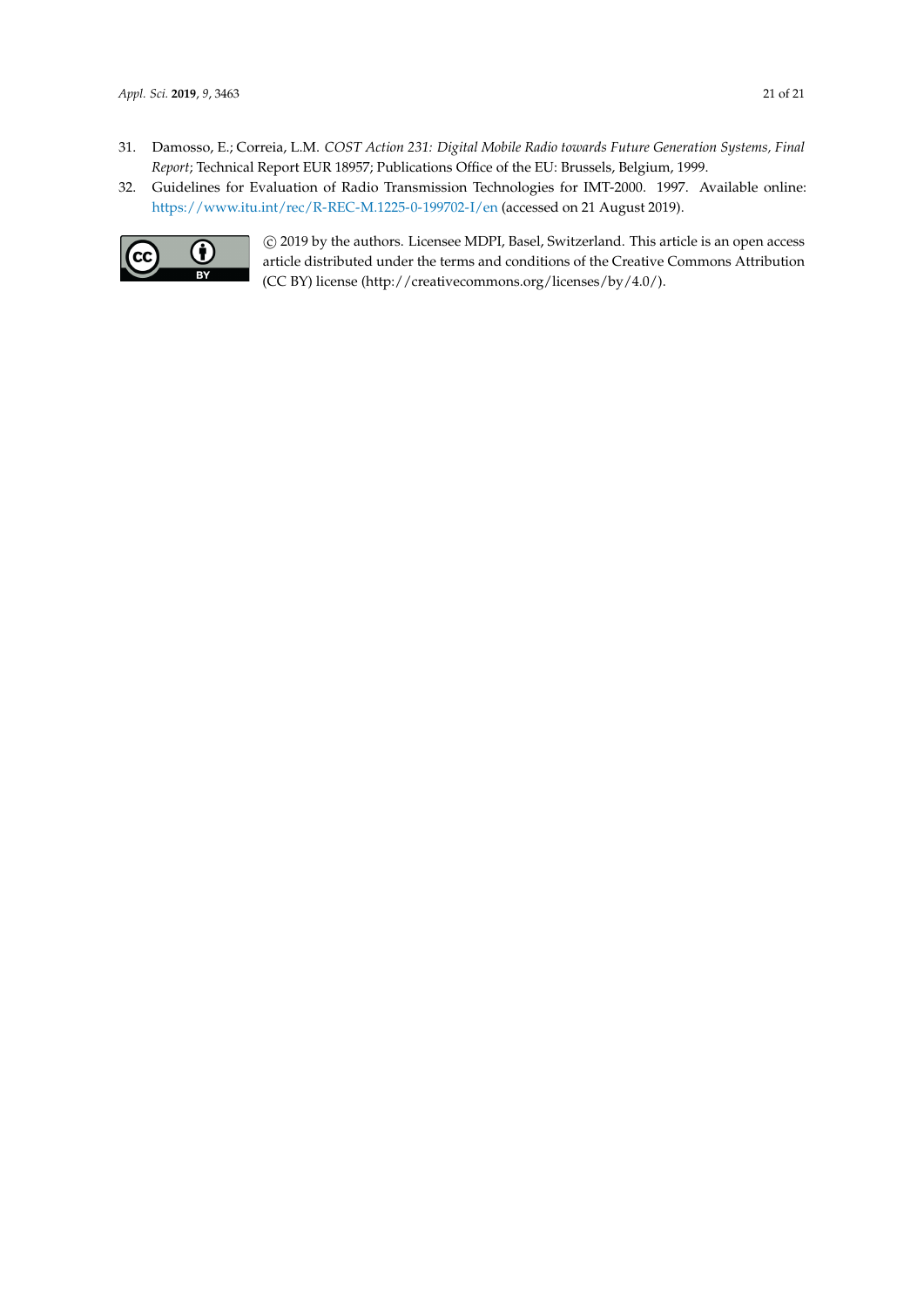31. Damosso, E.; Correia, L.M. *COST Action 231: Digital Mobile Radio towards Future Generation Systems, Final Report*; Technical Report EUR 18957; Publications Office of the EU: Brussels, Belgium, 1999.
32. Guidelines for Evaluation of Radio Transmission Technologies for IMT-2000. 1997. Available online: https://www.itu.int/rec/R-REC-M.1225-0-199702-I/en (accessed on 21 August 2019).

© 2019 by the authors. Licensee MDPI, Basel, Switzerland. This article is an open access article distributed under the terms and conditions of the Creative Commons Attribution (CC BY) license (http://creativecommons.org/licenses/by/4.0/).